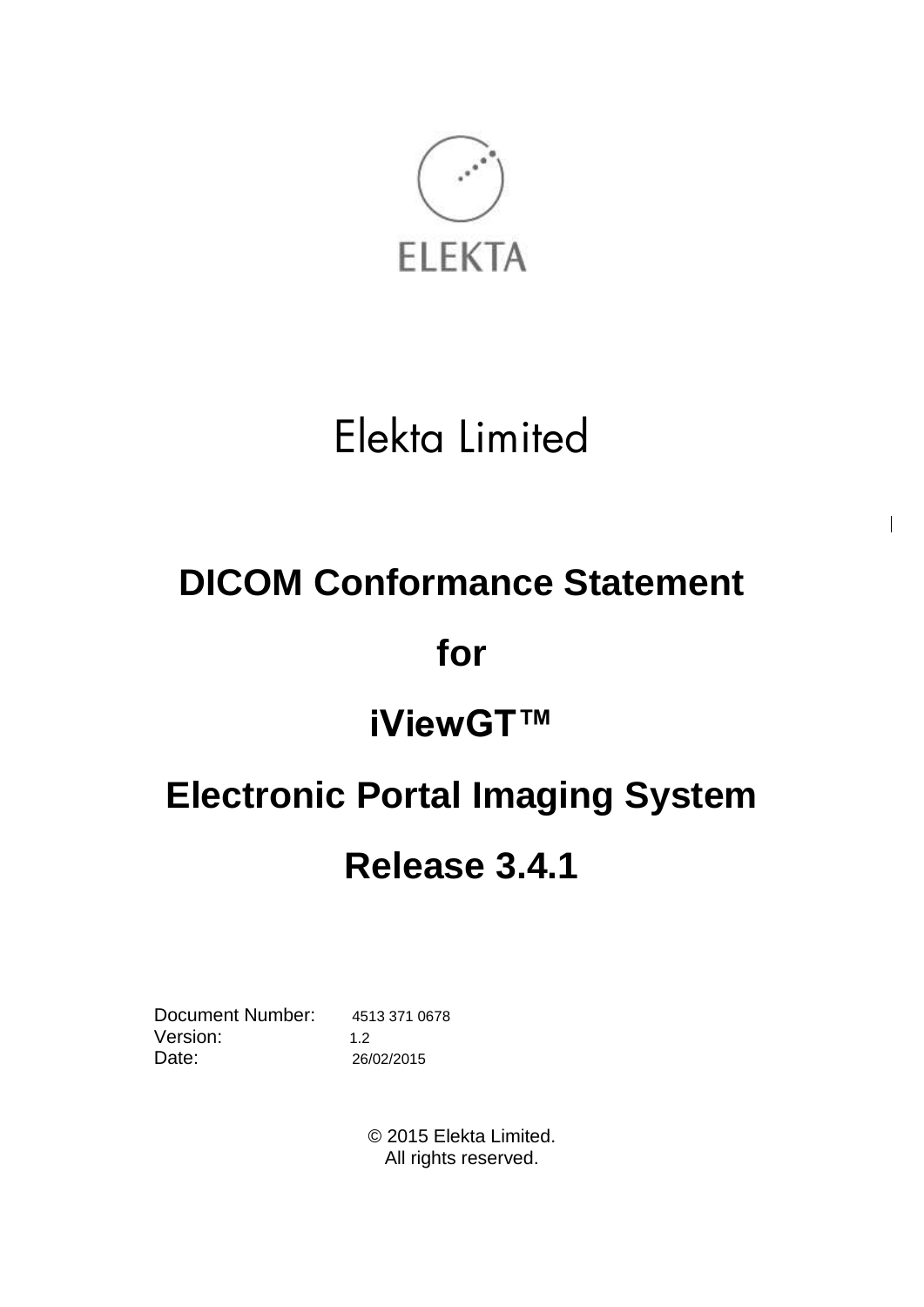ELEKTA

Elekta Limited

# DICOM Conformance Statement

# for

# iViewGT™

# Electronic Portal Imaging System

# Release 3.4.1

Document Number: 4513 371 0678
Version: 1.2
Date: 26/02/2015

© 2015 Elekta Limited.
All rights reserved.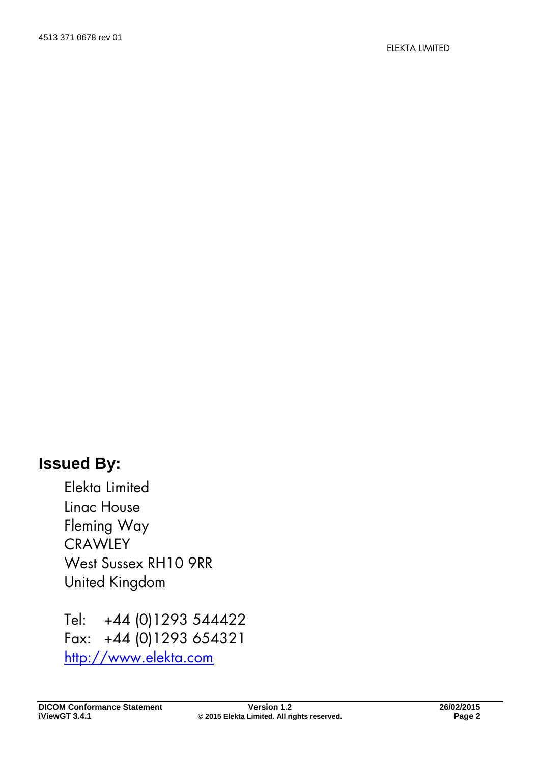## Issued By:

Elekta Limited
Linac House
Fleming Way
CRAWLEY
West Sussex RH10 9RR
United Kingdom

Tel: +44 (0)1293 544422
Fax: +44 (0)1293 654321
[http://www.elekta.com](http://www.elekta.com)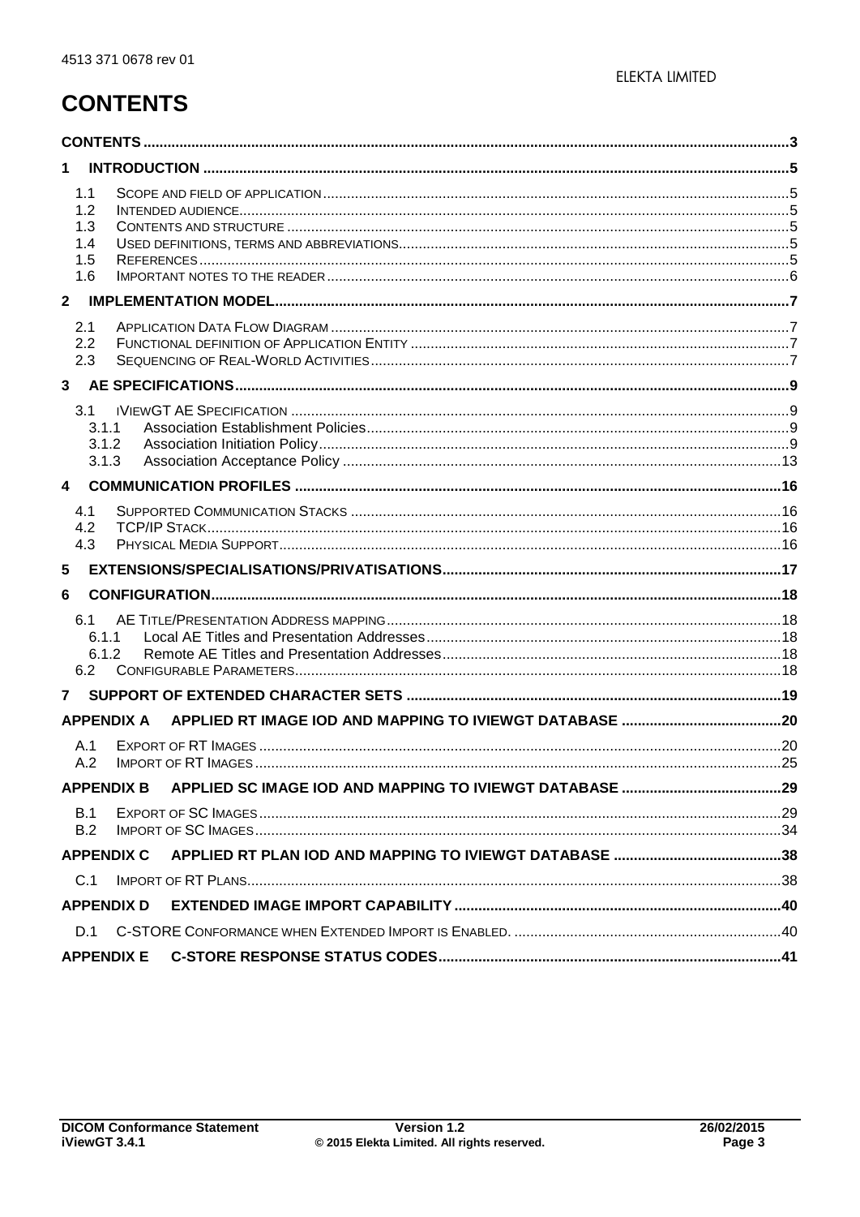# CONTENTS

| | |
|---|---|
| **CONTENTS** | **3** |
| **1 INTRODUCTION** | **5** |
| 1.1 SCOPE AND FIELD OF APPLICATION | 5 |
| 1.2 INTENDED AUDIENCE | 5 |
| 1.3 CONTENTS AND STRUCTURE | 5 |
| 1.4 USED DEFINITIONS, TERMS AND ABBREVIATIONS | 5 |
| 1.5 REFERENCES | 5 |
| 1.6 IMPORTANT NOTES TO THE READER | 6 |
| **2 IMPLEMENTATION MODEL** | **7** |
| 2.1 APPLICATION DATA FLOW DIAGRAM | 7 |
| 2.2 FUNCTIONAL DEFINITION OF APPLICATION ENTITY | 7 |
| 2.3 SEQUENCING OF REAL-WORLD ACTIVITIES | 7 |
| **3 AE SPECIFICATIONS** | **9** |
| 3.1 IVIEWGT AE SPECIFICATION | 9 |
| 3.1.1 Association Establishment Policies | 9 |
| 3.1.2 Association Initiation Policy | 9 |
| 3.1.3 Association Acceptance Policy | 13 |
| **4 COMMUNICATION PROFILES** | **16** |
| 4.1 SUPPORTED COMMUNICATION STACKS | 16 |
| 4.2 TCP/IP STACK | 16 |
| 4.3 PHYSICAL MEDIA SUPPORT | 16 |
| **5 EXTENSIONS/SPECIALISATIONS/PRIVATISATIONS** | **17** |
| **6 CONFIGURATION** | **18** |
| 6.1 AE TITLE/PRESENTATION ADDRESS MAPPING | 18 |
| 6.1.1 Local AE Titles and Presentation Addresses | 18 |
| 6.1.2 Remote AE Titles and Presentation Addresses | 18 |
| 6.2 CONFIGURABLE PARAMETERS | 18 |
| **7 SUPPORT OF EXTENDED CHARACTER SETS** | **19** |
| **APPENDIX A APPLIED RT IMAGE IOD AND MAPPING TO IVIEWGT DATABASE** | **20** |
| A.1 EXPORT OF RT IMAGES | 20 |
| A.2 IMPORT OF RT IMAGES | 25 |
| **APPENDIX B APPLIED SC IMAGE IOD AND MAPPING TO IVIEWGT DATABASE** | **29** |
| B.1 EXPORT OF SC IMAGES | 29 |
| B.2 IMPORT OF SC IMAGES | 34 |
| **APPENDIX C APPLIED RT PLAN IOD AND MAPPING TO IVIEWGT DATABASE** | **38** |
| C.1 IMPORT OF RT PLANS | 38 |
| **APPENDIX D EXTENDED IMAGE IMPORT CAPABILITY** | **40** |
| D.1 C-STORE CONFORMANCE WHEN EXTENDED IMPORT IS ENABLED. | 40 |
| **APPENDIX E C-STORE RESPONSE STATUS CODES** | **41** |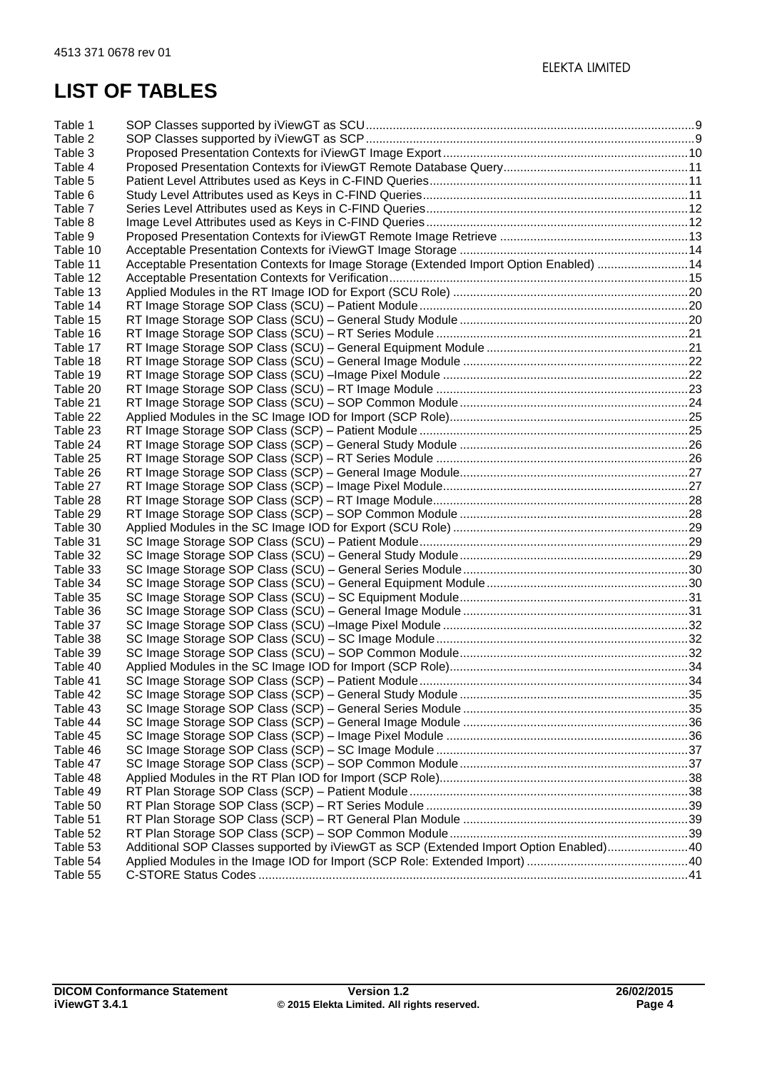# LIST OF TABLES

| | | |
|---|---|---|
| Table 1 | SOP Classes supported by iViewGT as SCU | 9 |
| Table 2 | SOP Classes supported by iViewGT as SCP | 9 |
| Table 3 | Proposed Presentation Contexts for iViewGT Image Export | 10 |
| Table 4 | Proposed Presentation Contexts for iViewGT Remote Database Query | 11 |
| Table 5 | Patient Level Attributes used as Keys in C-FIND Queries | 11 |
| Table 6 | Study Level Attributes used as Keys in C-FIND Queries | 11 |
| Table 7 | Series Level Attributes used as Keys in C-FIND Queries | 12 |
| Table 8 | Image Level Attributes used as Keys in C-FIND Queries | 12 |
| Table 9 | Proposed Presentation Contexts for iViewGT Remote Image Retrieve | 13 |
| Table 10 | Acceptable Presentation Contexts for iViewGT Image Storage | 14 |
| Table 11 | Acceptable Presentation Contexts for Image Storage (Extended Import Option Enabled) | 14 |
| Table 12 | Acceptable Presentation Contexts for Verification | 15 |
| Table 13 | Applied Modules in the RT Image IOD for Export (SCU Role) | 20 |
| Table 14 | RT Image Storage SOP Class (SCU) – Patient Module | 20 |
| Table 15 | RT Image Storage SOP Class (SCU) – General Study Module | 20 |
| Table 16 | RT Image Storage SOP Class (SCU) – RT Series Module | 21 |
| Table 17 | RT Image Storage SOP Class (SCU) – General Equipment Module | 21 |
| Table 18 | RT Image Storage SOP Class (SCU) – General Image Module | 22 |
| Table 19 | RT Image Storage SOP Class (SCU) –Image Pixel Module | 22 |
| Table 20 | RT Image Storage SOP Class (SCU) – RT Image Module | 23 |
| Table 21 | RT Image Storage SOP Class (SCU) – SOP Common Module | 24 |
| Table 22 | Applied Modules in the SC Image IOD for Import (SCP Role) | 25 |
| Table 23 | RT Image Storage SOP Class (SCP) – Patient Module | 25 |
| Table 24 | RT Image Storage SOP Class (SCP) – General Study Module | 26 |
| Table 25 | RT Image Storage SOP Class (SCP) – RT Series Module | 26 |
| Table 26 | RT Image Storage SOP Class (SCP) – General Image Module | 27 |
| Table 27 | RT Image Storage SOP Class (SCP) – Image Pixel Module | 27 |
| Table 28 | RT Image Storage SOP Class (SCP) – RT Image Module | 28 |
| Table 29 | RT Image Storage SOP Class (SCP) – SOP Common Module | 28 |
| Table 30 | Applied Modules in the SC Image IOD for Export (SCU Role) | 29 |
| Table 31 | SC Image Storage SOP Class (SCU) – Patient Module | 29 |
| Table 32 | SC Image Storage SOP Class (SCU) – General Study Module | 29 |
| Table 33 | SC Image Storage SOP Class (SCU) – General Series Module | 30 |
| Table 34 | SC Image Storage SOP Class (SCU) – General Equipment Module | 30 |
| Table 35 | SC Image Storage SOP Class (SCU) – SC Equipment Module | 31 |
| Table 36 | SC Image Storage SOP Class (SCU) – General Image Module | 31 |
| Table 37 | SC Image Storage SOP Class (SCU) –Image Pixel Module | 32 |
| Table 38 | SC Image Storage SOP Class (SCU) – SC Image Module | 32 |
| Table 39 | SC Image Storage SOP Class (SCU) – SOP Common Module | 32 |
| Table 40 | Applied Modules in the SC Image IOD for Import (SCP Role) | 34 |
| Table 41 | SC Image Storage SOP Class (SCP) – Patient Module | 34 |
| Table 42 | SC Image Storage SOP Class (SCP) – General Study Module | 35 |
| Table 43 | SC Image Storage SOP Class (SCP) – General Series Module | 35 |
| Table 44 | SC Image Storage SOP Class (SCP) – General Image Module | 36 |
| Table 45 | SC Image Storage SOP Class (SCP) – Image Pixel Module | 36 |
| Table 46 | SC Image Storage SOP Class (SCP) – SC Image Module | 37 |
| Table 47 | SC Image Storage SOP Class (SCP) – SOP Common Module | 37 |
| Table 48 | Applied Modules in the RT Plan IOD for Import (SCP Role) | 38 |
| Table 49 | RT Plan Storage SOP Class (SCP) – Patient Module | 38 |
| Table 50 | RT Plan Storage SOP Class (SCP) – RT Series Module | 39 |
| Table 51 | RT Plan Storage SOP Class (SCP) – RT General Plan Module | 39 |
| Table 52 | RT Plan Storage SOP Class (SCP) – SOP Common Module | 39 |
| Table 53 | Additional SOP Classes supported by iViewGT as SCP (Extended Import Option Enabled) | 40 |
| Table 54 | Applied Modules in the Image IOD for Import (SCP Role: Extended Import) | 40 |
| Table 55 | C-STORE Status Codes | 41 |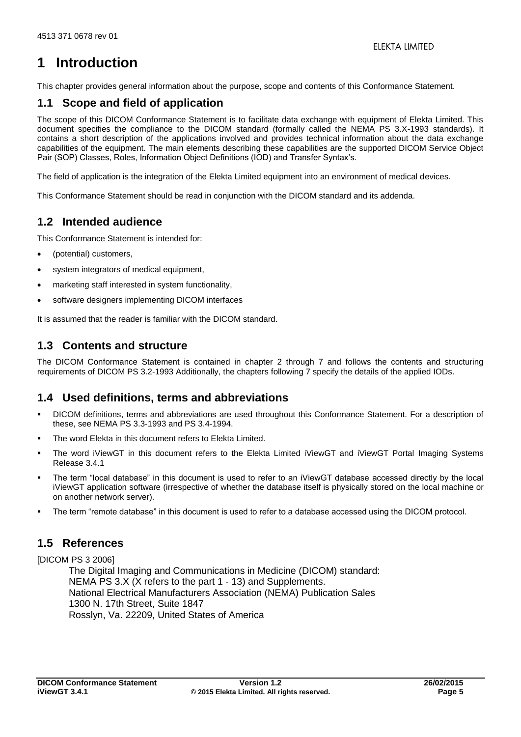# 1 Introduction

This chapter provides general information about the purpose, scope and contents of this Conformance Statement.

## 1.1 Scope and field of application

The scope of this DICOM Conformance Statement is to facilitate data exchange with equipment of Elekta Limited. This document specifies the compliance to the DICOM standard (formally called the NEMA PS 3.X-1993 standards). It contains a short description of the applications involved and provides technical information about the data exchange capabilities of the equipment. The main elements describing these capabilities are the supported DICOM Service Object Pair (SOP) Classes, Roles, Information Object Definitions (IOD) and Transfer Syntax's.

The field of application is the integration of the Elekta Limited equipment into an environment of medical devices.

This Conformance Statement should be read in conjunction with the DICOM standard and its addenda.

## 1.2 Intended audience

This Conformance Statement is intended for:

- (potential) customers,
- system integrators of medical equipment,
- marketing staff interested in system functionality,
- software designers implementing DICOM interfaces

It is assumed that the reader is familiar with the DICOM standard.

## 1.3 Contents and structure

The DICOM Conformance Statement is contained in chapter 2 through 7 and follows the contents and structuring requirements of DICOM PS 3.2-1993 Additionally, the chapters following 7 specify the details of the applied IODs.

## 1.4 Used definitions, terms and abbreviations

- DICOM definitions, terms and abbreviations are used throughout this Conformance Statement. For a description of these, see NEMA PS 3.3-1993 and PS 3.4-1994.
- The word Elekta in this document refers to Elekta Limited.
- The word iViewGT in this document refers to the Elekta Limited iViewGT and iViewGT Portal Imaging Systems Release 3.4.1
- The term "local database" in this document is used to refer to an iViewGT database accessed directly by the local iViewGT application software (irrespective of whether the database itself is physically stored on the local machine or on another network server).
- The term "remote database" in this document is used to refer to a database accessed using the DICOM protocol.

## 1.5 References

[DICOM PS 3 2006]

The Digital Imaging and Communications in Medicine (DICOM) standard:
NEMA PS 3.X (X refers to the part 1 - 13) and Supplements.
National Electrical Manufacturers Association (NEMA) Publication Sales
1300 N. 17th Street, Suite 1847
Rosslyn, Va. 22209, United States of America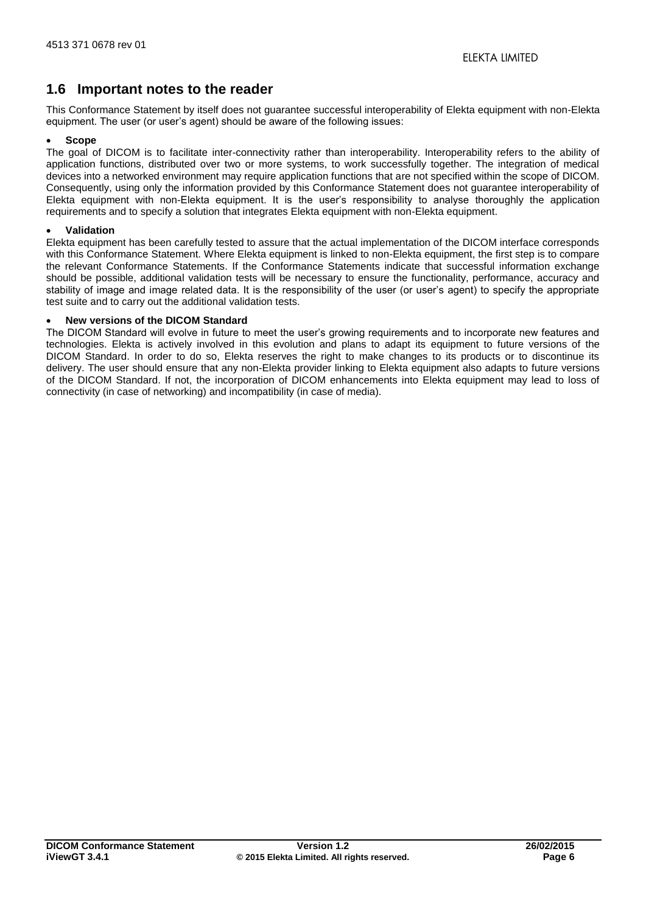## 1.6 Important notes to the reader

This Conformance Statement by itself does not guarantee successful interoperability of Elekta equipment with non-Elekta equipment. The user (or user's agent) should be aware of the following issues:

- **Scope**

The goal of DICOM is to facilitate inter-connectivity rather than interoperability. Interoperability refers to the ability of application functions, distributed over two or more systems, to work successfully together. The integration of medical devices into a networked environment may require application functions that are not specified within the scope of DICOM. Consequently, using only the information provided by this Conformance Statement does not guarantee interoperability of Elekta equipment with non-Elekta equipment. It is the user's responsibility to analyse thoroughly the application requirements and to specify a solution that integrates Elekta equipment with non-Elekta equipment.

- **Validation**

Elekta equipment has been carefully tested to assure that the actual implementation of the DICOM interface corresponds with this Conformance Statement. Where Elekta equipment is linked to non-Elekta equipment, the first step is to compare the relevant Conformance Statements. If the Conformance Statements indicate that successful information exchange should be possible, additional validation tests will be necessary to ensure the functionality, performance, accuracy and stability of image and image related data. It is the responsibility of the user (or user's agent) to specify the appropriate test suite and to carry out the additional validation tests.

- **New versions of the DICOM Standard**

The DICOM Standard will evolve in future to meet the user's growing requirements and to incorporate new features and technologies. Elekta is actively involved in this evolution and plans to adapt its equipment to future versions of the DICOM Standard. In order to do so, Elekta reserves the right to make changes to its products or to discontinue its delivery. The user should ensure that any non-Elekta provider linking to Elekta equipment also adapts to future versions of the DICOM Standard. If not, the incorporation of DICOM enhancements into Elekta equipment may lead to loss of connectivity (in case of networking) and incompatibility (in case of media).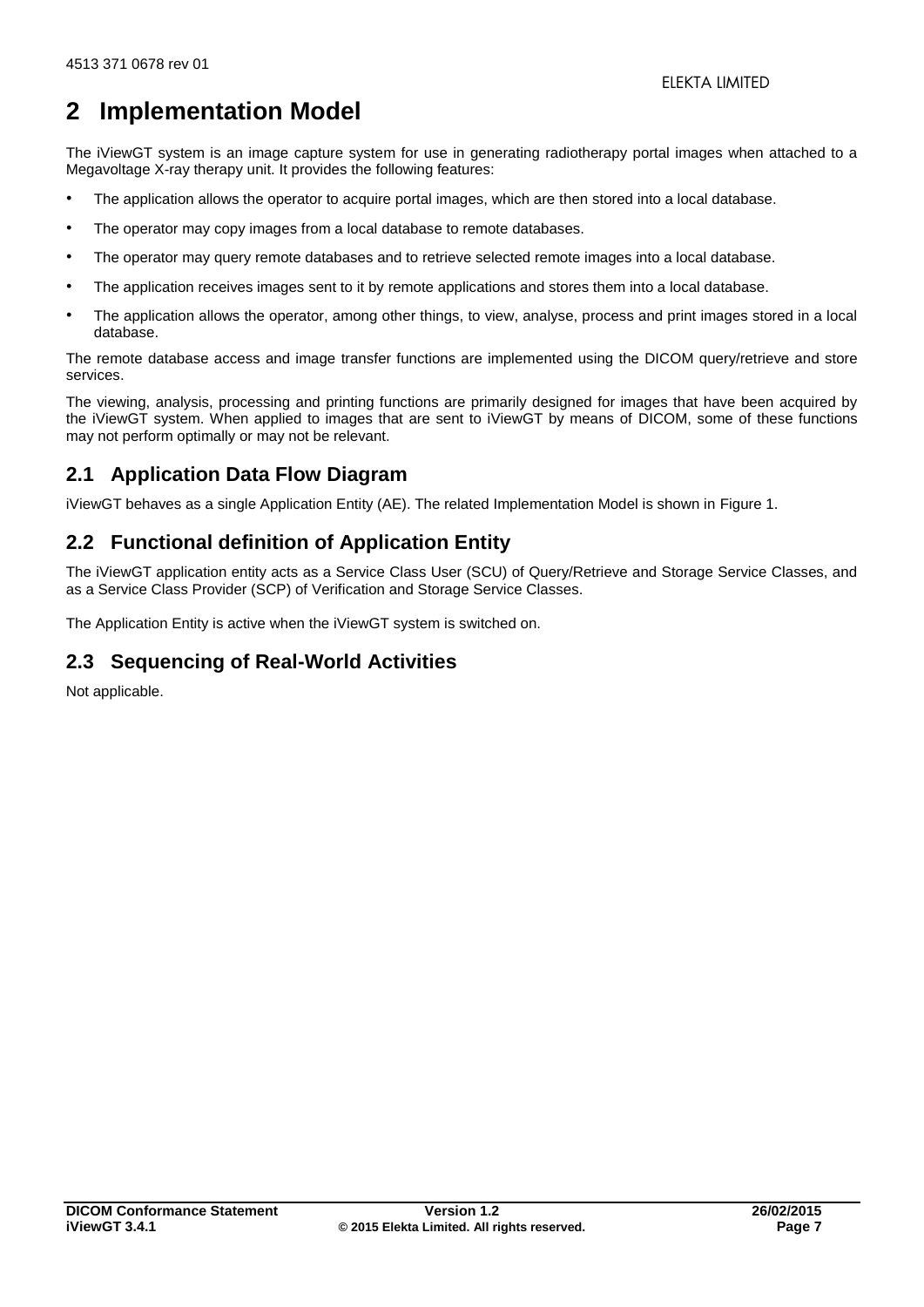# 2 Implementation Model

The iViewGT system is an image capture system for use in generating radiotherapy portal images when attached to a Megavoltage X-ray therapy unit. It provides the following features:

- The application allows the operator to acquire portal images, which are then stored into a local database.
- The operator may copy images from a local database to remote databases.
- The operator may query remote databases and to retrieve selected remote images into a local database.
- The application receives images sent to it by remote applications and stores them into a local database.
- The application allows the operator, among other things, to view, analyse, process and print images stored in a local database.

The remote database access and image transfer functions are implemented using the DICOM query/retrieve and store services.

The viewing, analysis, processing and printing functions are primarily designed for images that have been acquired by the iViewGT system. When applied to images that are sent to iViewGT by means of DICOM, some of these functions may not perform optimally or may not be relevant.

## 2.1 Application Data Flow Diagram

iViewGT behaves as a single Application Entity (AE). The related Implementation Model is shown in Figure 1.

## 2.2 Functional definition of Application Entity

The iViewGT application entity acts as a Service Class User (SCU) of Query/Retrieve and Storage Service Classes, and as a Service Class Provider (SCP) of Verification and Storage Service Classes.

The Application Entity is active when the iViewGT system is switched on.

## 2.3 Sequencing of Real-World Activities

Not applicable.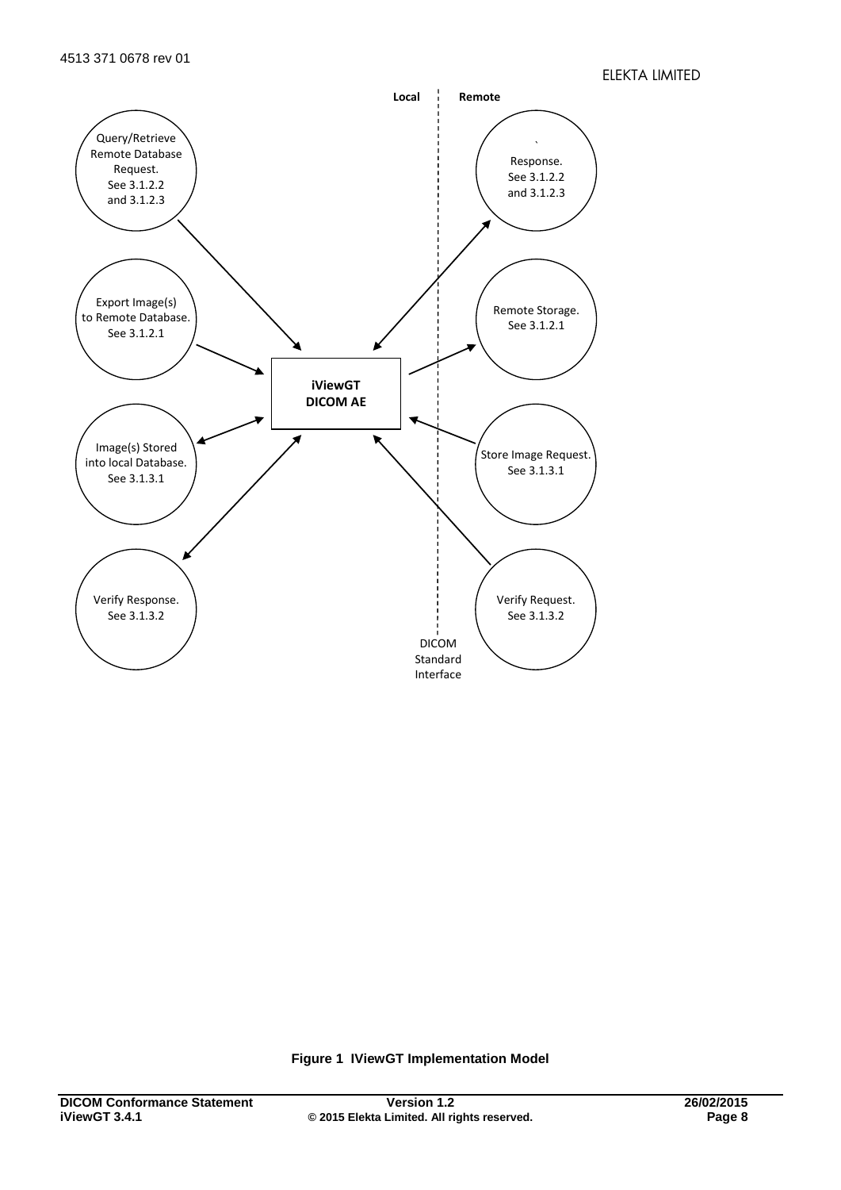Local

Remote

Query/Retrieve Remote Database Request. See 3.1.2.2 and 3.1.2.3

Response. See 3.1.2.2 and 3.1.2.3

Export Image(s) to Remote Database. See 3.1.2.1

Remote Storage. See 3.1.2.1

iViewGT DICOM AE

Image(s) Stored into local Database. See 3.1.3.1

Store Image Request. See 3.1.3.1

Verify Response. See 3.1.3.2

Verify Request. See 3.1.3.2

DICOM Standard Interface

**Figure 1 IViewGT Implementation Model**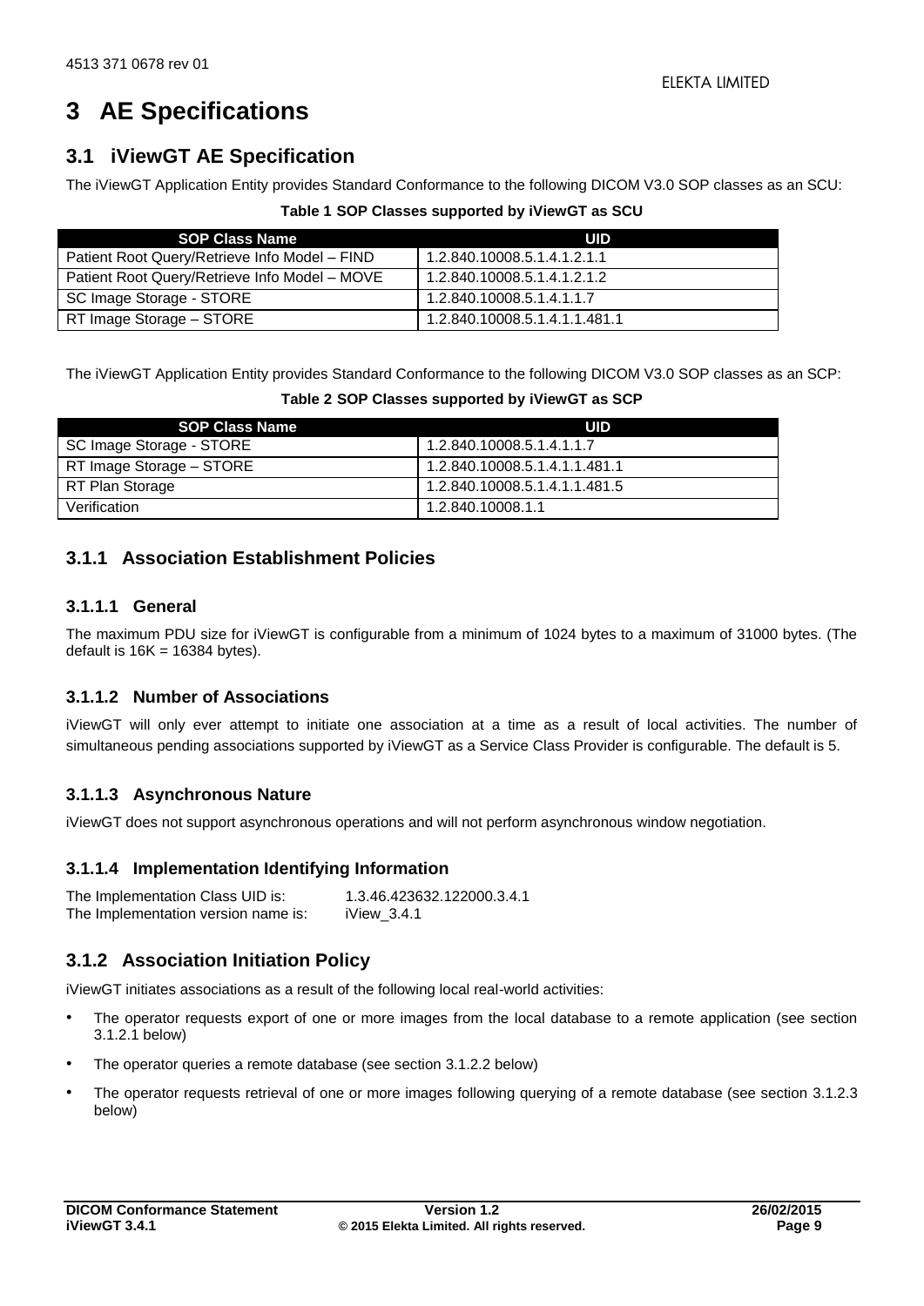# 3 AE Specifications

## 3.1 iViewGT AE Specification

The iViewGT Application Entity provides Standard Conformance to the following DICOM V3.0 SOP classes as an SCU:

**Table 1 SOP Classes supported by iViewGT as SCU**

| SOP Class Name | UID |
|---|---|
| Patient Root Query/Retrieve Info Model – FIND | 1.2.840.10008.5.1.4.1.2.1.1 |
| Patient Root Query/Retrieve Info Model – MOVE | 1.2.840.10008.5.1.4.1.2.1.2 |
| SC Image Storage - STORE | 1.2.840.10008.5.1.4.1.1.7 |
| RT Image Storage – STORE | 1.2.840.10008.5.1.4.1.1.481.1 |

The iViewGT Application Entity provides Standard Conformance to the following DICOM V3.0 SOP classes as an SCP:

**Table 2 SOP Classes supported by iViewGT as SCP**

| SOP Class Name | UID |
|---|---|
| SC Image Storage - STORE | 1.2.840.10008.5.1.4.1.1.7 |
| RT Image Storage – STORE | 1.2.840.10008.5.1.4.1.1.481.1 |
| RT Plan Storage | 1.2.840.10008.5.1.4.1.1.481.5 |
| Verification | 1.2.840.10008.1.1 |

### 3.1.1 Association Establishment Policies

#### 3.1.1.1 General

The maximum PDU size for iViewGT is configurable from a minimum of 1024 bytes to a maximum of 31000 bytes. (The default is 16K = 16384 bytes).

#### 3.1.1.2 Number of Associations

iViewGT will only ever attempt to initiate one association at a time as a result of local activities. The number of simultaneous pending associations supported by iViewGT as a Service Class Provider is configurable. The default is 5.

#### 3.1.1.3 Asynchronous Nature

iViewGT does not support asynchronous operations and will not perform asynchronous window negotiation.

#### 3.1.1.4 Implementation Identifying Information

The Implementation Class UID is: 1.3.46.423632.122000.3.4.1
The Implementation version name is: iView_3.4.1

### 3.1.2 Association Initiation Policy

iViewGT initiates associations as a result of the following local real-world activities:

- The operator requests export of one or more images from the local database to a remote application (see section 3.1.2.1 below)
- The operator queries a remote database (see section 3.1.2.2 below)
- The operator requests retrieval of one or more images following querying of a remote database (see section 3.1.2.3 below)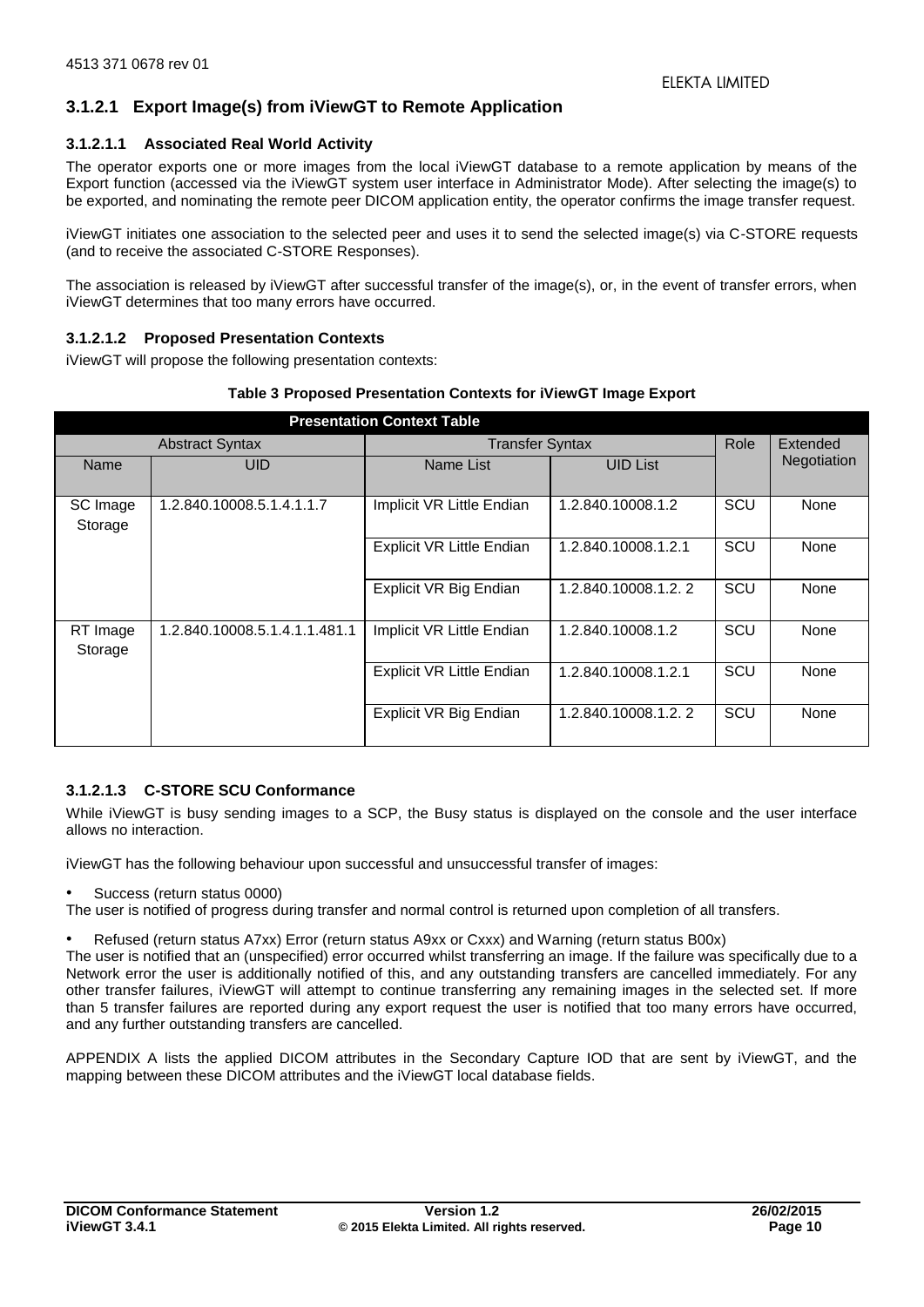### 3.1.2.1 Export Image(s) from iViewGT to Remote Application

#### 3.1.2.1.1 Associated Real World Activity

The operator exports one or more images from the local iViewGT database to a remote application by means of the Export function (accessed via the iViewGT system user interface in Administrator Mode). After selecting the image(s) to be exported, and nominating the remote peer DICOM application entity, the operator confirms the image transfer request.

iViewGT initiates one association to the selected peer and uses it to send the selected image(s) via C-STORE requests (and to receive the associated C-STORE Responses).

The association is released by iViewGT after successful transfer of the image(s), or, in the event of transfer errors, when iViewGT determines that too many errors have occurred.

#### 3.1.2.1.2 Proposed Presentation Contexts

iViewGT will propose the following presentation contexts:

**Table 3 Proposed Presentation Contexts for iViewGT Image Export**

| Presentation Context Table | | | | | |
|---|---|---|---|---|---|
| Abstract Syntax | | Transfer Syntax | | Role | Extended Negotiation |
| Name | UID | Name List | UID List | | |
| SC Image Storage | 1.2.840.10008.5.1.4.1.1.7 | Implicit VR Little Endian | 1.2.840.10008.1.2 | SCU | None |
| | | Explicit VR Little Endian | 1.2.840.10008.1.2.1 | SCU | None |
| | | Explicit VR Big Endian | 1.2.840.10008.1.2. 2 | SCU | None |
| RT Image Storage | 1.2.840.10008.5.1.4.1.1.481.1 | Implicit VR Little Endian | 1.2.840.10008.1.2 | SCU | None |
| | | Explicit VR Little Endian | 1.2.840.10008.1.2.1 | SCU | None |
| | | Explicit VR Big Endian | 1.2.840.10008.1.2. 2 | SCU | None |

#### 3.1.2.1.3 C-STORE SCU Conformance

While iViewGT is busy sending images to a SCP, the Busy status is displayed on the console and the user interface allows no interaction.

iViewGT has the following behaviour upon successful and unsuccessful transfer of images:

- Success (return status 0000)

The user is notified of progress during transfer and normal control is returned upon completion of all transfers.

- Refused (return status A7xx) Error (return status A9xx or Cxxx) and Warning (return status B00x)

The user is notified that an (unspecified) error occurred whilst transferring an image. If the failure was specifically due to a Network error the user is additionally notified of this, and any outstanding transfers are cancelled immediately. For any other transfer failures, iViewGT will attempt to continue transferring any remaining images in the selected set. If more than 5 transfer failures are reported during any export request the user is notified that too many errors have occurred, and any further outstanding transfers are cancelled.

APPENDIX A lists the applied DICOM attributes in the Secondary Capture IOD that are sent by iViewGT, and the mapping between these DICOM attributes and the iViewGT local database fields.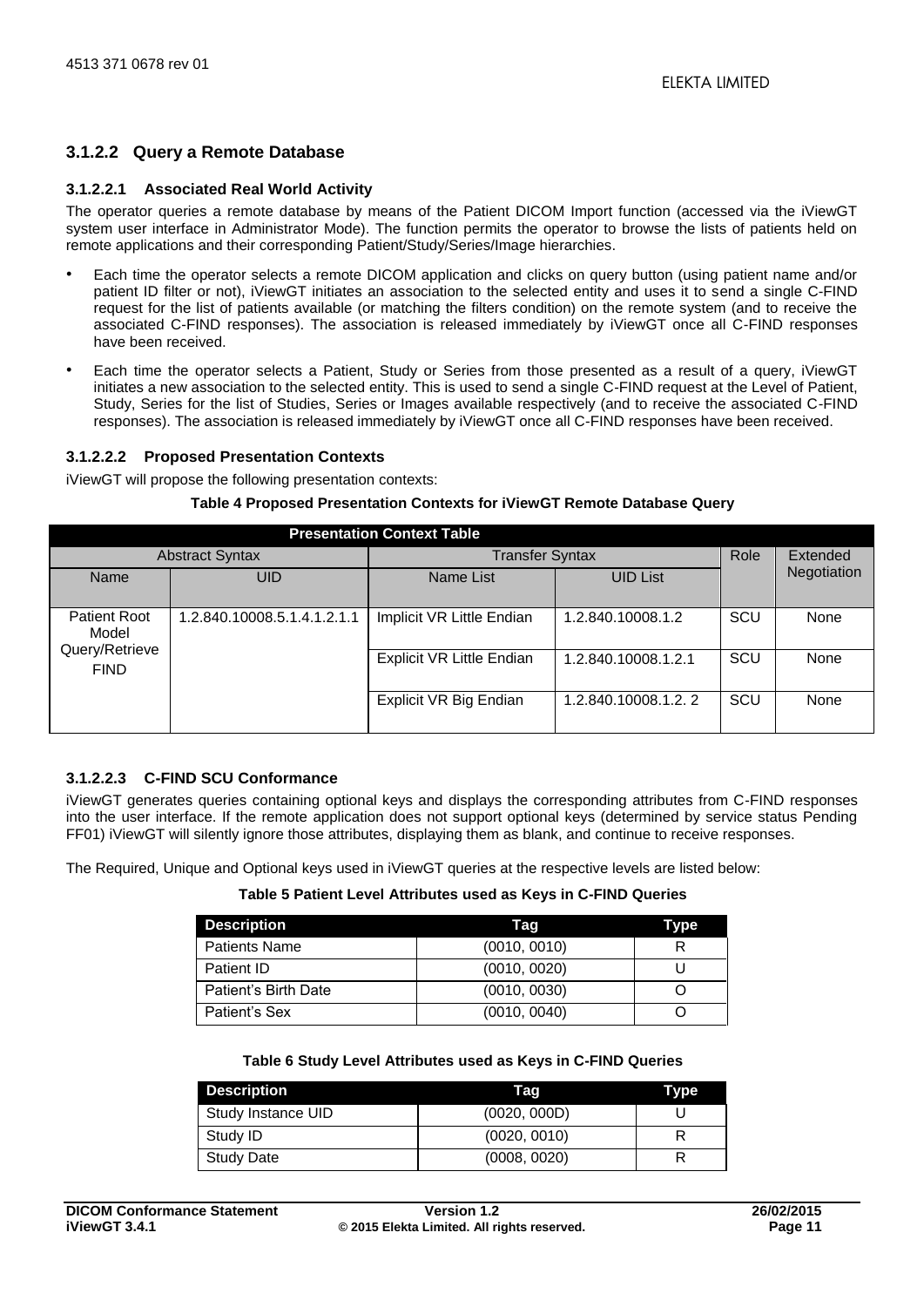#### 3.1.2.2 Query a Remote Database

##### 3.1.2.2.1 Associated Real World Activity

The operator queries a remote database by means of the Patient DICOM Import function (accessed via the iViewGT system user interface in Administrator Mode). The function permits the operator to browse the lists of patients held on remote applications and their corresponding Patient/Study/Series/Image hierarchies.

- Each time the operator selects a remote DICOM application and clicks on query button (using patient name and/or patient ID filter or not), iViewGT initiates an association to the selected entity and uses it to send a single C-FIND request for the list of patients available (or matching the filters condition) on the remote system (and to receive the associated C-FIND responses). The association is released immediately by iViewGT once all C-FIND responses have been received.
- Each time the operator selects a Patient, Study or Series from those presented as a result of a query, iViewGT initiates a new association to the selected entity. This is used to send a single C-FIND request at the Level of Patient, Study, Series for the list of Studies, Series or Images available respectively (and to receive the associated C-FIND responses). The association is released immediately by iViewGT once all C-FIND responses have been received.

##### 3.1.2.2.2 Proposed Presentation Contexts

iViewGT will propose the following presentation contexts:

**Table 4 Proposed Presentation Contexts for iViewGT Remote Database Query**

| Presentation Context Table | | | | | |
|---|---|---|---|---|---|
| Abstract Syntax | | Transfer Syntax | | Role | Extended Negotiation |
| Name | UID | Name List | UID List | | |
| Patient Root Model Query/Retrieve FIND | 1.2.840.10008.5.1.4.1.2.1.1 | Implicit VR Little Endian | 1.2.840.10008.1.2 | SCU | None |
| | | Explicit VR Little Endian | 1.2.840.10008.1.2.1 | SCU | None |
| | | Explicit VR Big Endian | 1.2.840.10008.1.2. 2 | SCU | None |

##### 3.1.2.2.3 C-FIND SCU Conformance

iViewGT generates queries containing optional keys and displays the corresponding attributes from C-FIND responses into the user interface. If the remote application does not support optional keys (determined by service status Pending FF01) iViewGT will silently ignore those attributes, displaying them as blank, and continue to receive responses.

The Required, Unique and Optional keys used in iViewGT queries at the respective levels are listed below:

**Table 5 Patient Level Attributes used as Keys in C-FIND Queries**

| Description | Tag | Type |
|---|---|---|
| Patients Name | (0010, 0010) | R |
| Patient ID | (0010, 0020) | U |
| Patient's Birth Date | (0010, 0030) | O |
| Patient's Sex | (0010, 0040) | O |

**Table 6 Study Level Attributes used as Keys in C-FIND Queries**

| Description | Tag | Type |
|---|---|---|
| Study Instance UID | (0020, 000D) | U |
| Study ID | (0020, 0010) | R |
| Study Date | (0008, 0020) | R |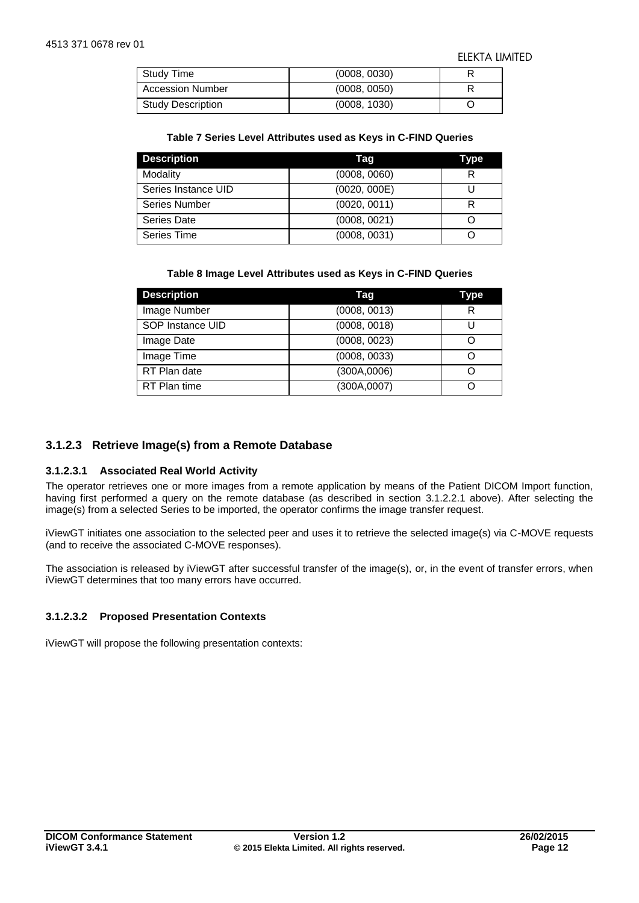| Study Time | (0008, 0030) | R |
|---|---|---|
| Accession Number | (0008, 0050) | R |
| Study Description | (0008, 1030) | O |

**Table 7 Series Level Attributes used as Keys in C-FIND Queries**

| Description | Tag | Type |
|---|---|---|
| Modality | (0008, 0060) | R |
| Series Instance UID | (0020, 000E) | U |
| Series Number | (0020, 0011) | R |
| Series Date | (0008, 0021) | O |
| Series Time | (0008, 0031) | O |

**Table 8 Image Level Attributes used as Keys in C-FIND Queries**

| Description | Tag | Type |
|---|---|---|
| Image Number | (0008, 0013) | R |
| SOP Instance UID | (0008, 0018) | U |
| Image Date | (0008, 0023) | O |
| Image Time | (0008, 0033) | O |
| RT Plan date | (300A,0006) | O |
| RT Plan time | (300A,0007) | O |

### 3.1.2.3 Retrieve Image(s) from a Remote Database

#### 3.1.2.3.1 Associated Real World Activity

The operator retrieves one or more images from a remote application by means of the Patient DICOM Import function, having first performed a query on the remote database (as described in section 3.1.2.2.1 above). After selecting the image(s) from a selected Series to be imported, the operator confirms the image transfer request.

iViewGT initiates one association to the selected peer and uses it to retrieve the selected image(s) via C-MOVE requests (and to receive the associated C-MOVE responses).

The association is released by iViewGT after successful transfer of the image(s), or, in the event of transfer errors, when iViewGT determines that too many errors have occurred.

#### 3.1.2.3.2 Proposed Presentation Contexts

iViewGT will propose the following presentation contexts: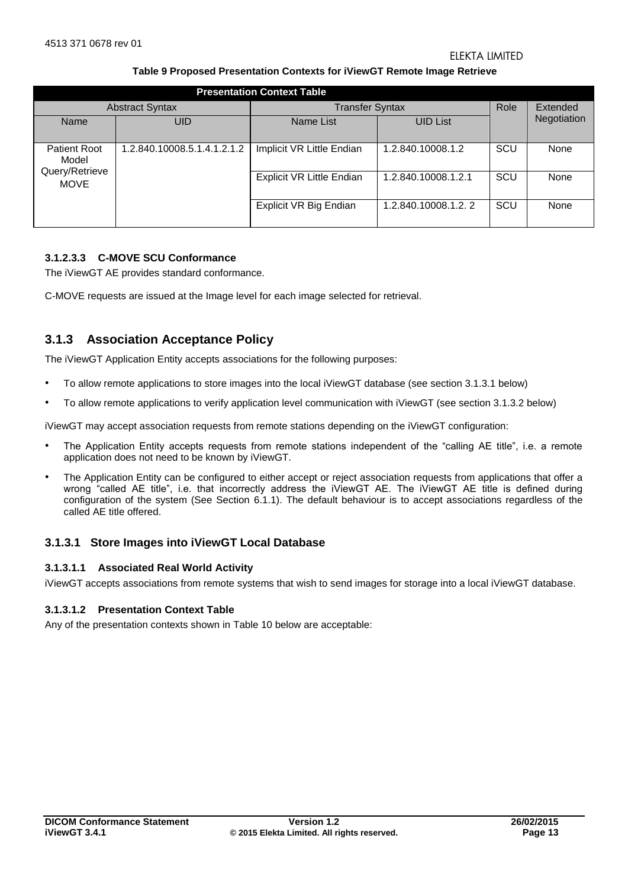**Table 9 Proposed Presentation Contexts for iViewGT Remote Image Retrieve**

| Presentation Context Table | | | | | |
|---|---|---|---|---|---|
| Abstract Syntax | | Transfer Syntax | | Role | Extended Negotiation |
| Name | UID | Name List | UID List | | |
| Patient Root Model Query/Retrieve MOVE | 1.2.840.10008.5.1.4.1.2.1.2 | Implicit VR Little Endian | 1.2.840.10008.1.2 | SCU | None |
| | | Explicit VR Little Endian | 1.2.840.10008.1.2.1 | SCU | None |
| | | Explicit VR Big Endian | 1.2.840.10008.1.2. 2 | SCU | None |

#### 3.1.2.3.3 C-MOVE SCU Conformance

The iViewGT AE provides standard conformance.

C-MOVE requests are issued at the Image level for each image selected for retrieval.

## 3.1.3 Association Acceptance Policy

The iViewGT Application Entity accepts associations for the following purposes:

- To allow remote applications to store images into the local iViewGT database (see section 3.1.3.1 below)
- To allow remote applications to verify application level communication with iViewGT (see section 3.1.3.2 below)

iViewGT may accept association requests from remote stations depending on the iViewGT configuration:

- The Application Entity accepts requests from remote stations independent of the "calling AE title", i.e. a remote application does not need to be known by iViewGT.
- The Application Entity can be configured to either accept or reject association requests from applications that offer a wrong "called AE title", i.e. that incorrectly address the iViewGT AE. The iViewGT AE title is defined during configuration of the system (See Section 6.1.1). The default behaviour is to accept associations regardless of the called AE title offered.

### 3.1.3.1 Store Images into iViewGT Local Database

#### 3.1.3.1.1 Associated Real World Activity

iViewGT accepts associations from remote systems that wish to send images for storage into a local iViewGT database.

#### 3.1.3.1.2 Presentation Context Table

Any of the presentation contexts shown in Table 10 below are acceptable: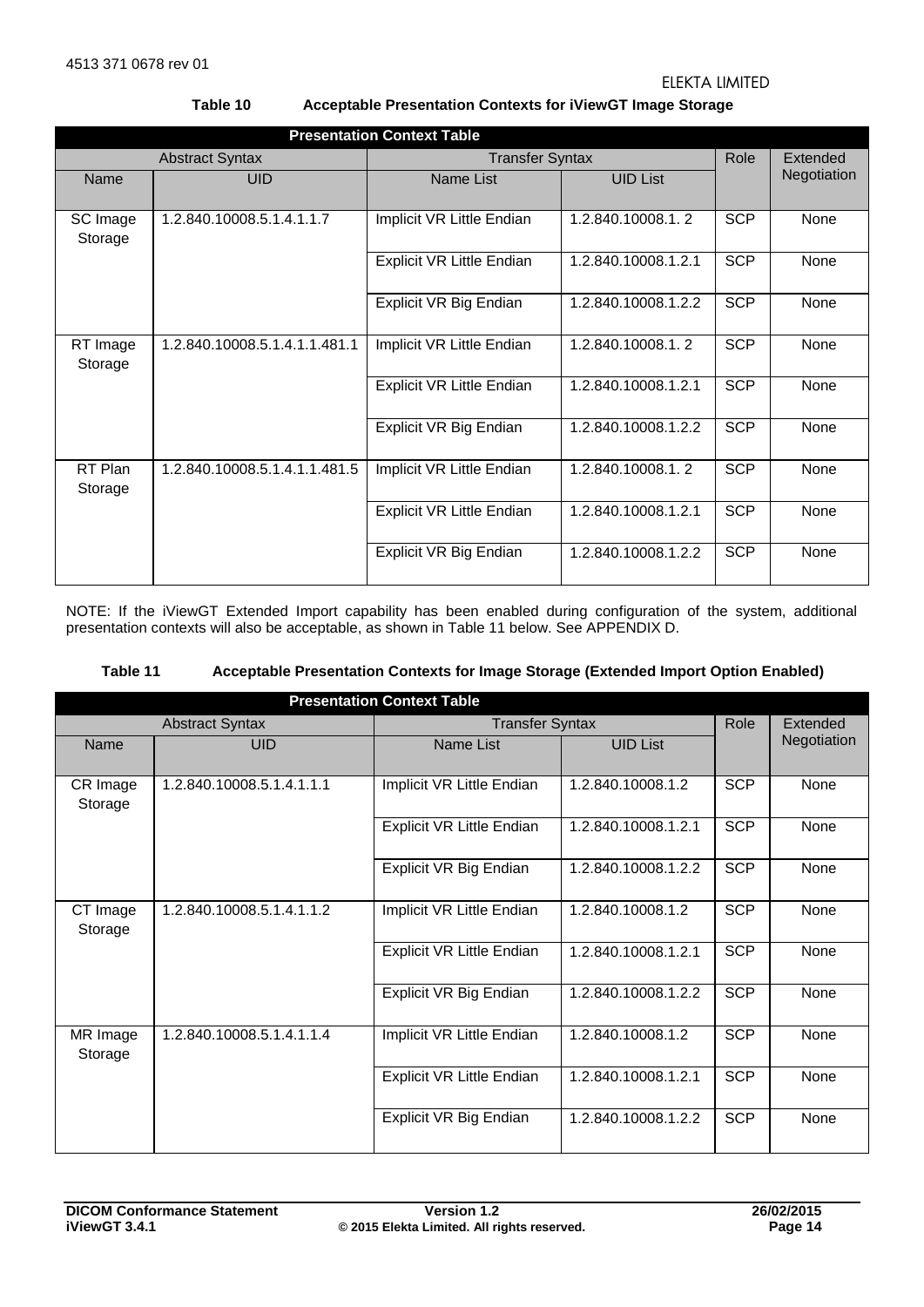**Table 10 Acceptable Presentation Contexts for iViewGT Image Storage**

| Presentation Context Table | | | | | |
|---|---|---|---|---|---|
| Abstract Syntax | | Transfer Syntax | | Role | Extended Negotiation |
| Name | UID | Name List | UID List | | |
| SC Image Storage | 1.2.840.10008.5.1.4.1.1.7 | Implicit VR Little Endian | 1.2.840.10008.1. 2 | SCP | None |
| | | Explicit VR Little Endian | 1.2.840.10008.1.2.1 | SCP | None |
| | | Explicit VR Big Endian | 1.2.840.10008.1.2.2 | SCP | None |
| RT Image Storage | 1.2.840.10008.5.1.4.1.1.481.1 | Implicit VR Little Endian | 1.2.840.10008.1. 2 | SCP | None |
| | | Explicit VR Little Endian | 1.2.840.10008.1.2.1 | SCP | None |
| | | Explicit VR Big Endian | 1.2.840.10008.1.2.2 | SCP | None |
| RT Plan Storage | 1.2.840.10008.5.1.4.1.1.481.5 | Implicit VR Little Endian | 1.2.840.10008.1. 2 | SCP | None |
| | | Explicit VR Little Endian | 1.2.840.10008.1.2.1 | SCP | None |
| | | Explicit VR Big Endian | 1.2.840.10008.1.2.2 | SCP | None |

NOTE: If the iViewGT Extended Import capability has been enabled during configuration of the system, additional presentation contexts will also be acceptable, as shown in Table 11 below. See APPENDIX D.

**Table 11 Acceptable Presentation Contexts for Image Storage (Extended Import Option Enabled)**

| Presentation Context Table | | | | | |
|---|---|---|---|---|---|
| Abstract Syntax | | Transfer Syntax | | Role | Extended Negotiation |
| Name | UID | Name List | UID List | | |
| CR Image Storage | 1.2.840.10008.5.1.4.1.1.1 | Implicit VR Little Endian | 1.2.840.10008.1.2 | SCP | None |
| | | Explicit VR Little Endian | 1.2.840.10008.1.2.1 | SCP | None |
| | | Explicit VR Big Endian | 1.2.840.10008.1.2.2 | SCP | None |
| CT Image Storage | 1.2.840.10008.5.1.4.1.1.2 | Implicit VR Little Endian | 1.2.840.10008.1.2 | SCP | None |
| | | Explicit VR Little Endian | 1.2.840.10008.1.2.1 | SCP | None |
| | | Explicit VR Big Endian | 1.2.840.10008.1.2.2 | SCP | None |
| MR Image Storage | 1.2.840.10008.5.1.4.1.1.4 | Implicit VR Little Endian | 1.2.840.10008.1.2 | SCP | None |
| | | Explicit VR Little Endian | 1.2.840.10008.1.2.1 | SCP | None |
| | | Explicit VR Big Endian | 1.2.840.10008.1.2.2 | SCP | None |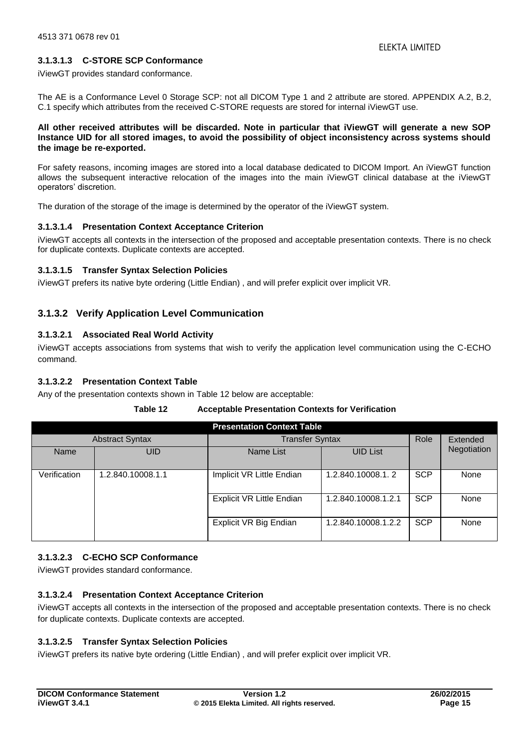#### 3.1.3.1.3 C-STORE SCP Conformance

iViewGT provides standard conformance.

The AE is a Conformance Level 0 Storage SCP: not all DICOM Type 1 and 2 attribute are stored. APPENDIX A.2, B.2, C.1 specify which attributes from the received C-STORE requests are stored for internal iViewGT use.

**All other received attributes will be discarded. Note in particular that iViewGT will generate a new SOP Instance UID for all stored images, to avoid the possibility of object inconsistency across systems should the image be re-exported.**

For safety reasons, incoming images are stored into a local database dedicated to DICOM Import. An iViewGT function allows the subsequent interactive relocation of the images into the main iViewGT clinical database at the iViewGT operators' discretion.

The duration of the storage of the image is determined by the operator of the iViewGT system.

#### 3.1.3.1.4 Presentation Context Acceptance Criterion

iViewGT accepts all contexts in the intersection of the proposed and acceptable presentation contexts. There is no check for duplicate contexts. Duplicate contexts are accepted.

#### 3.1.3.1.5 Transfer Syntax Selection Policies

iViewGT prefers its native byte ordering (Little Endian) , and will prefer explicit over implicit VR.

### 3.1.3.2 Verify Application Level Communication

#### 3.1.3.2.1 Associated Real World Activity

iViewGT accepts associations from systems that wish to verify the application level communication using the C-ECHO command.

#### 3.1.3.2.2 Presentation Context Table

Any of the presentation contexts shown in Table 12 below are acceptable:

**Table 12 Acceptable Presentation Contexts for Verification**

| Presentation Context Table | | | | | |
|---|---|---|---|---|---|
| Abstract Syntax | | Transfer Syntax | | Role | Extended Negotiation |
| Name | UID | Name List | UID List | | |
| Verification | 1.2.840.10008.1.1 | Implicit VR Little Endian | 1.2.840.10008.1. 2 | SCP | None |
| | | Explicit VR Little Endian | 1.2.840.10008.1.2.1 | SCP | None |
| | | Explicit VR Big Endian | 1.2.840.10008.1.2.2 | SCP | None |

#### 3.1.3.2.3 C-ECHO SCP Conformance

iViewGT provides standard conformance.

#### 3.1.3.2.4 Presentation Context Acceptance Criterion

iViewGT accepts all contexts in the intersection of the proposed and acceptable presentation contexts. There is no check for duplicate contexts. Duplicate contexts are accepted.

#### 3.1.3.2.5 Transfer Syntax Selection Policies

iViewGT prefers its native byte ordering (Little Endian) , and will prefer explicit over implicit VR.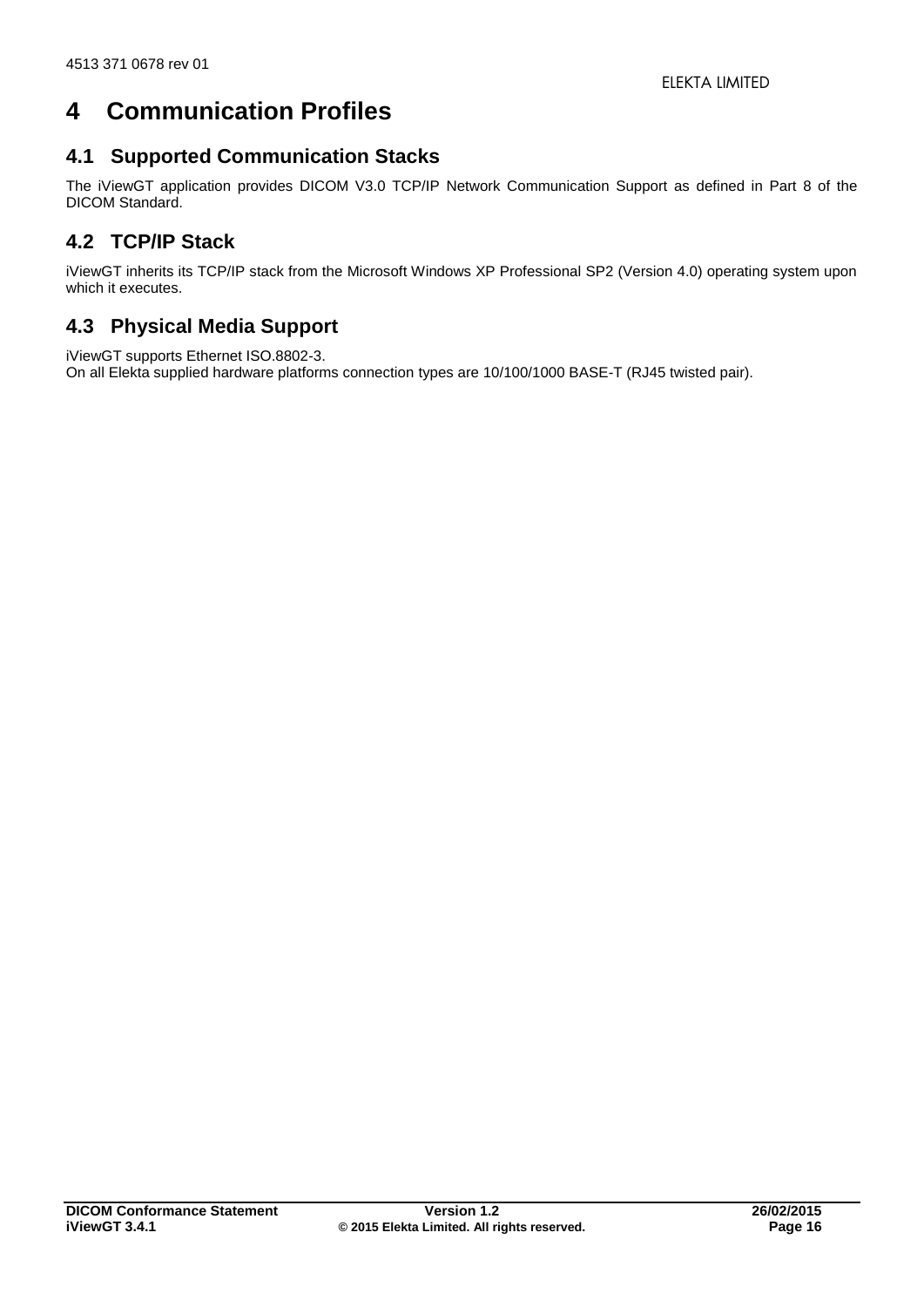# 4 Communication Profiles

## 4.1 Supported Communication Stacks

The iViewGT application provides DICOM V3.0 TCP/IP Network Communication Support as defined in Part 8 of the DICOM Standard.

## 4.2 TCP/IP Stack

iViewGT inherits its TCP/IP stack from the Microsoft Windows XP Professional SP2 (Version 4.0) operating system upon which it executes.

## 4.3 Physical Media Support

iViewGT supports Ethernet ISO.8802-3.
On all Elekta supplied hardware platforms connection types are 10/100/1000 BASE-T (RJ45 twisted pair).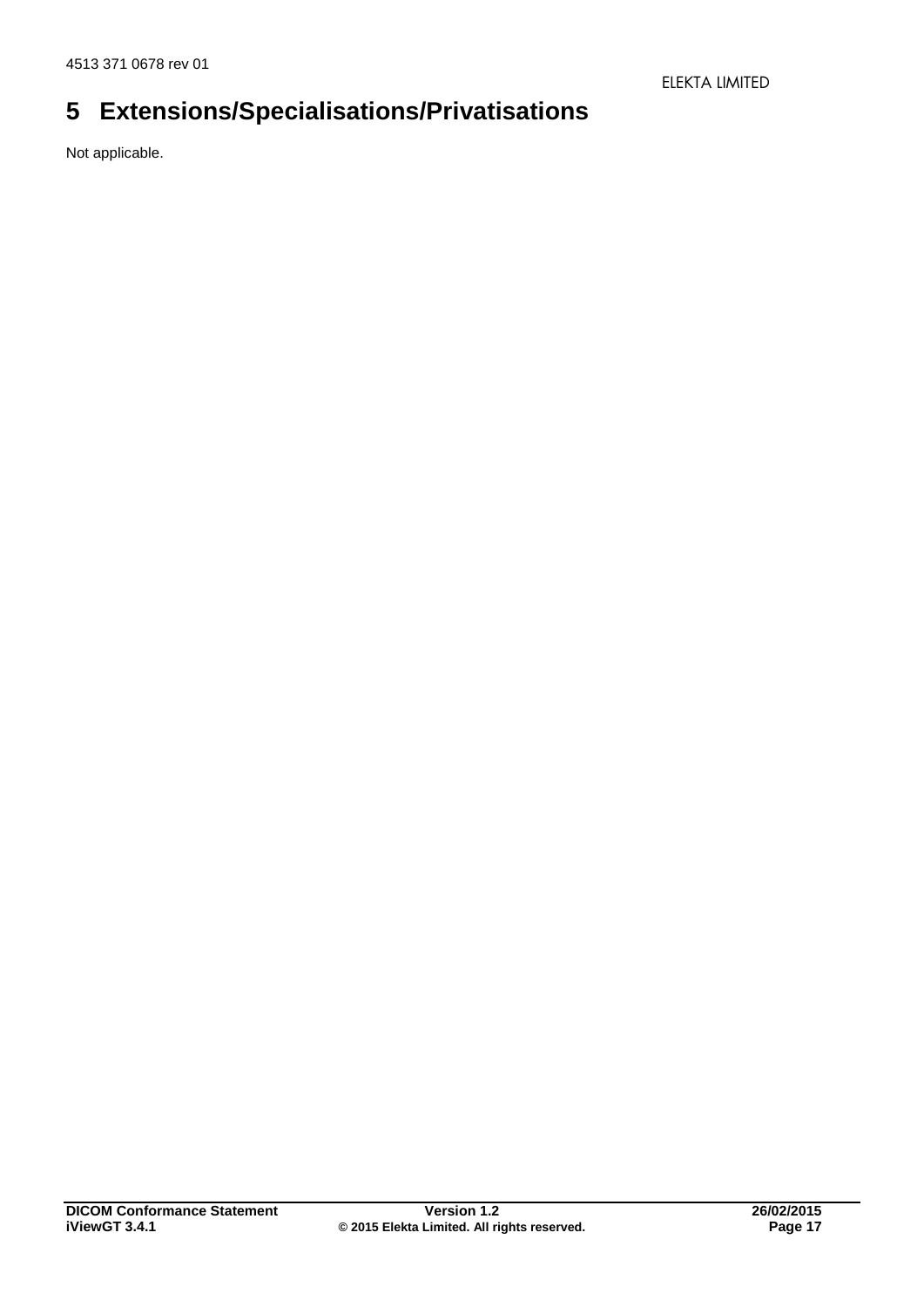# 5 Extensions/Specialisations/Privatisations

Not applicable.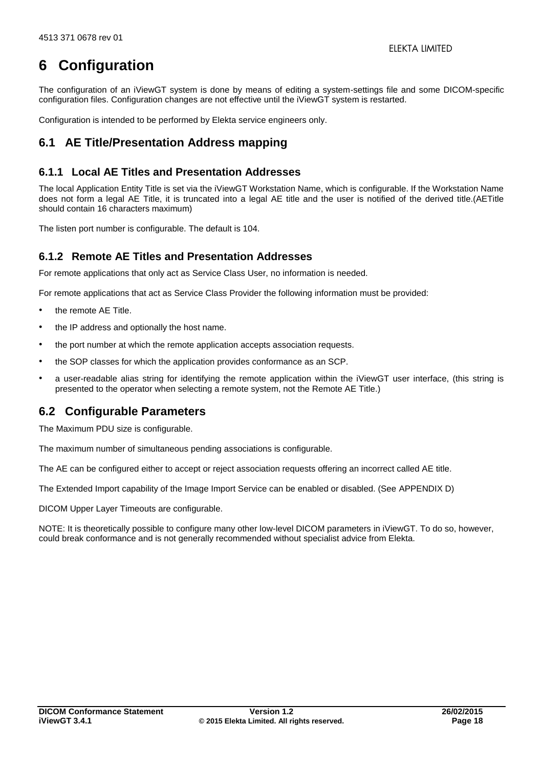# 6 Configuration

The configuration of an iViewGT system is done by means of editing a system-settings file and some DICOM-specific configuration files. Configuration changes are not effective until the iViewGT system is restarted.

Configuration is intended to be performed by Elekta service engineers only.

## 6.1 AE Title/Presentation Address mapping

### 6.1.1 Local AE Titles and Presentation Addresses

The local Application Entity Title is set via the iViewGT Workstation Name, which is configurable. If the Workstation Name does not form a legal AE Title, it is truncated into a legal AE title and the user is notified of the derived title.(AETitle should contain 16 characters maximum)

The listen port number is configurable. The default is 104.

### 6.1.2 Remote AE Titles and Presentation Addresses

For remote applications that only act as Service Class User, no information is needed.

For remote applications that act as Service Class Provider the following information must be provided:

- the remote AE Title.
- the IP address and optionally the host name.
- the port number at which the remote application accepts association requests.
- the SOP classes for which the application provides conformance as an SCP.
- a user-readable alias string for identifying the remote application within the iViewGT user interface, (this string is presented to the operator when selecting a remote system, not the Remote AE Title.)

## 6.2 Configurable Parameters

The Maximum PDU size is configurable.

The maximum number of simultaneous pending associations is configurable.

The AE can be configured either to accept or reject association requests offering an incorrect called AE title.

The Extended Import capability of the Image Import Service can be enabled or disabled. (See APPENDIX D)

DICOM Upper Layer Timeouts are configurable.

NOTE: It is theoretically possible to configure many other low-level DICOM parameters in iViewGT. To do so, however, could break conformance and is not generally recommended without specialist advice from Elekta.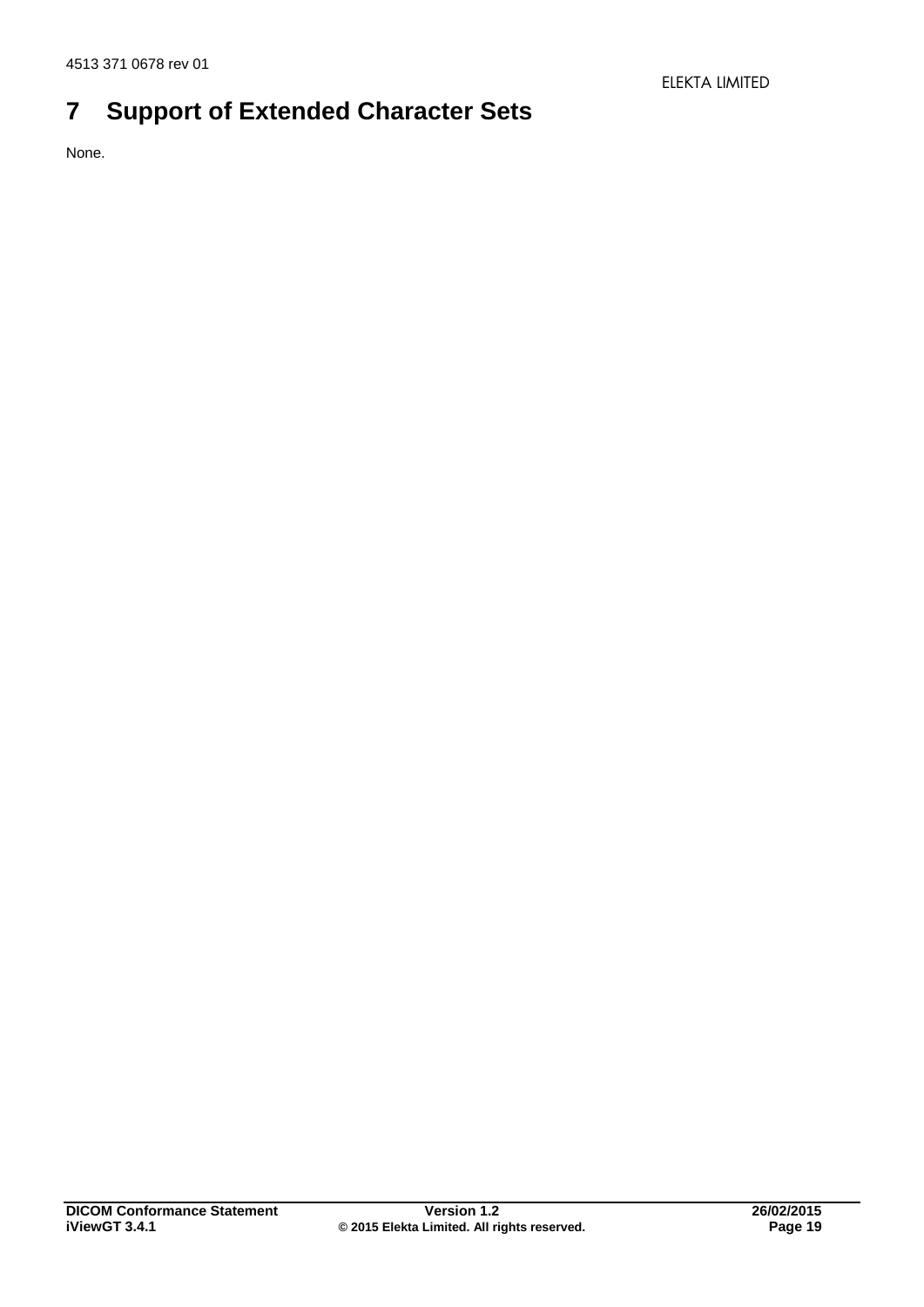# 7 Support of Extended Character Sets

None.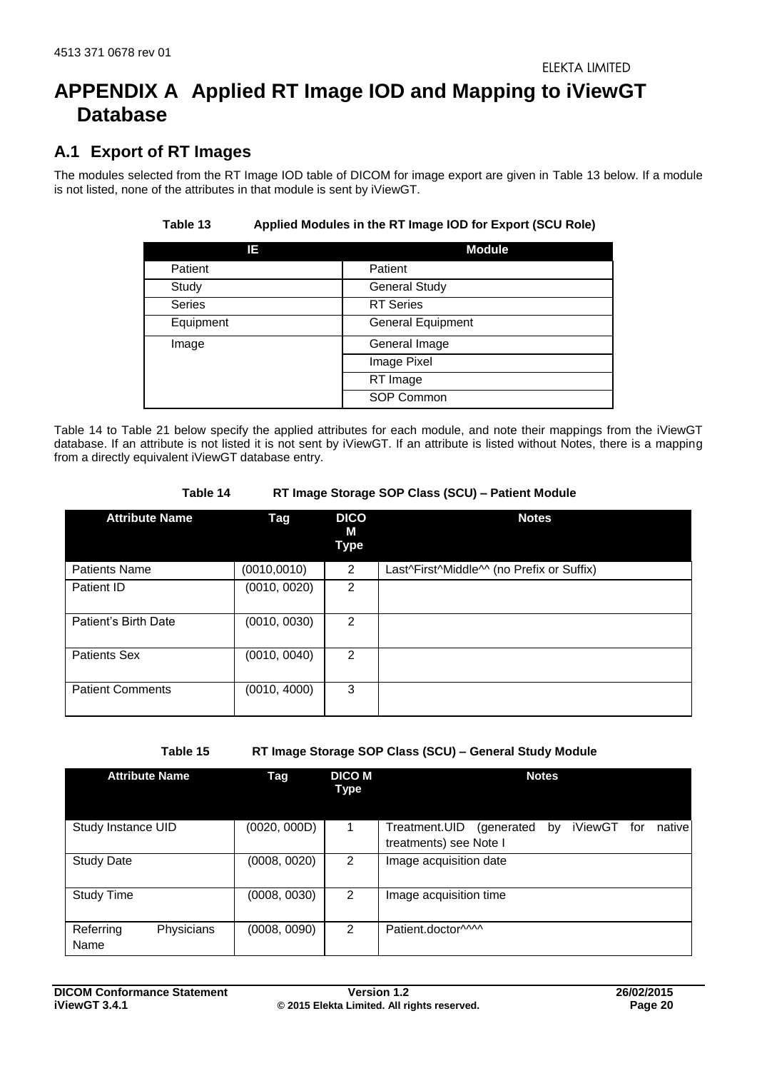# APPENDIX A Applied RT Image IOD and Mapping to iViewGT Database

## A.1 Export of RT Images

The modules selected from the RT Image IOD table of DICOM for image export are given in Table 13 below. If a module is not listed, none of the attributes in that module is sent by iViewGT.

**Table 13 Applied Modules in the RT Image IOD for Export (SCU Role)**

| IE | Module |
|---|---|
| Patient | Patient |
| Study | General Study |
| Series | RT Series |
| Equipment | General Equipment |
| Image | General Image |
| | Image Pixel |
| | RT Image |
| | SOP Common |

Table 14 to Table 21 below specify the applied attributes for each module, and note their mappings from the iViewGT database. If an attribute is not listed it is not sent by iViewGT. If an attribute is listed without Notes, there is a mapping from a directly equivalent iViewGT database entry.

**Table 14 RT Image Storage SOP Class (SCU) – Patient Module**

| Attribute Name | Tag | DICOM Type | Notes |
|---|---|---|---|
| Patients Name | (0010,0010) | 2 | Last^First^Middle^^ (no Prefix or Suffix) |
| Patient ID | (0010, 0020) | 2 | |
| Patient's Birth Date | (0010, 0030) | 2 | |
| Patients Sex | (0010, 0040) | 2 | |
| Patient Comments | (0010, 4000) | 3 | |

**Table 15 RT Image Storage SOP Class (SCU) – General Study Module**

| Attribute Name | Tag | DICOM Type | Notes |
|---|---|---|---|
| Study Instance UID | (0020, 000D) | 1 | Treatment.UID (generated by iViewGT for native treatments) see Note I |
| Study Date | (0008, 0020) | 2 | Image acquisition date |
| Study Time | (0008, 0030) | 2 | Image acquisition time |
| Referring Physicians Name | (0008, 0090) | 2 | Patient.doctor^^^^ |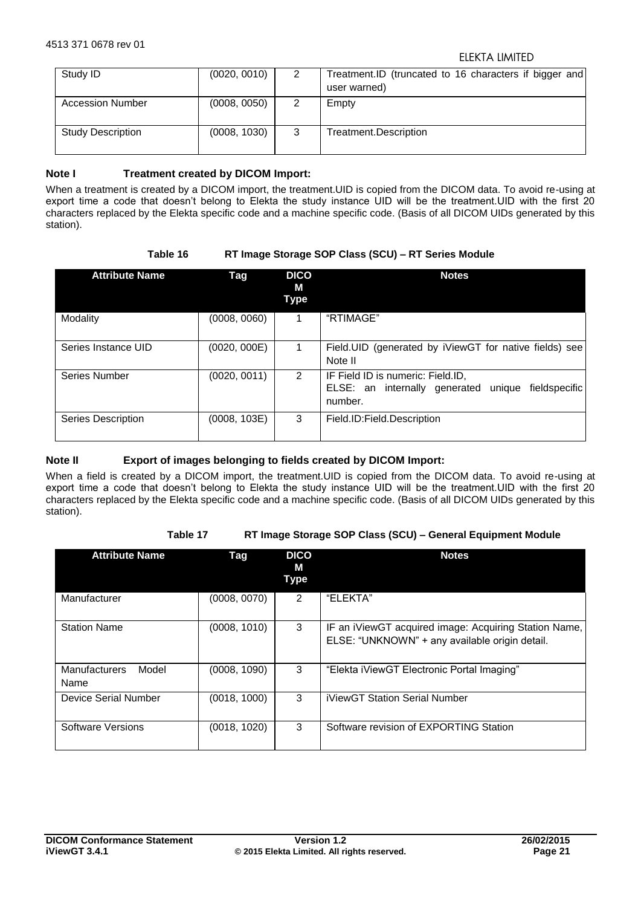| Study ID | (0020, 0010) | 2 | Treatment.ID (truncated to 16 characters if bigger and user warned) |
|---|---|---|---|
| Accession Number | (0008, 0050) | 2 | Empty |
| Study Description | (0008, 1030) | 3 | Treatment.Description |

**Note I Treatment created by DICOM Import:**

When a treatment is created by a DICOM import, the treatment.UID is copied from the DICOM data. To avoid re-using at export time a code that doesn't belong to Elekta the study instance UID will be the treatment.UID with the first 20 characters replaced by the Elekta specific code and a machine specific code. (Basis of all DICOM UIDs generated by this station).

**Table 16 RT Image Storage SOP Class (SCU) – RT Series Module**

| Attribute Name | Tag | DICOM Type | Notes |
|---|---|---|---|
| Modality | (0008, 0060) | 1 | "RTIMAGE" |
| Series Instance UID | (0020, 000E) | 1 | Field.UID (generated by iViewGT for native fields) see Note II |
| Series Number | (0020, 0011) | 2 | IF Field ID is numeric: Field.ID,<br>ELSE: an internally generated unique fieldspecific number. |
| Series Description | (0008, 103E) | 3 | Field.ID:Field.Description |

**Note II Export of images belonging to fields created by DICOM Import:**

When a field is created by a DICOM import, the treatment.UID is copied from the DICOM data. To avoid re-using at export time a code that doesn't belong to Elekta the study instance UID will be the treatment.UID with the first 20 characters replaced by the Elekta specific code and a machine specific code. (Basis of all DICOM UIDs generated by this station).

**Table 17 RT Image Storage SOP Class (SCU) – General Equipment Module**

| Attribute Name | Tag | DICOM Type | Notes |
|---|---|---|---|
| Manufacturer | (0008, 0070) | 2 | "ELEKTA" |
| Station Name | (0008, 1010) | 3 | IF an iViewGT acquired image: Acquiring Station Name,<br>ELSE: "UNKNOWN" + any available origin detail. |
| Manufacturers Model Name | (0008, 1090) | 3 | "Elekta iViewGT Electronic Portal Imaging" |
| Device Serial Number | (0018, 1000) | 3 | iViewGT Station Serial Number |
| Software Versions | (0018, 1020) | 3 | Software revision of EXPORTING Station |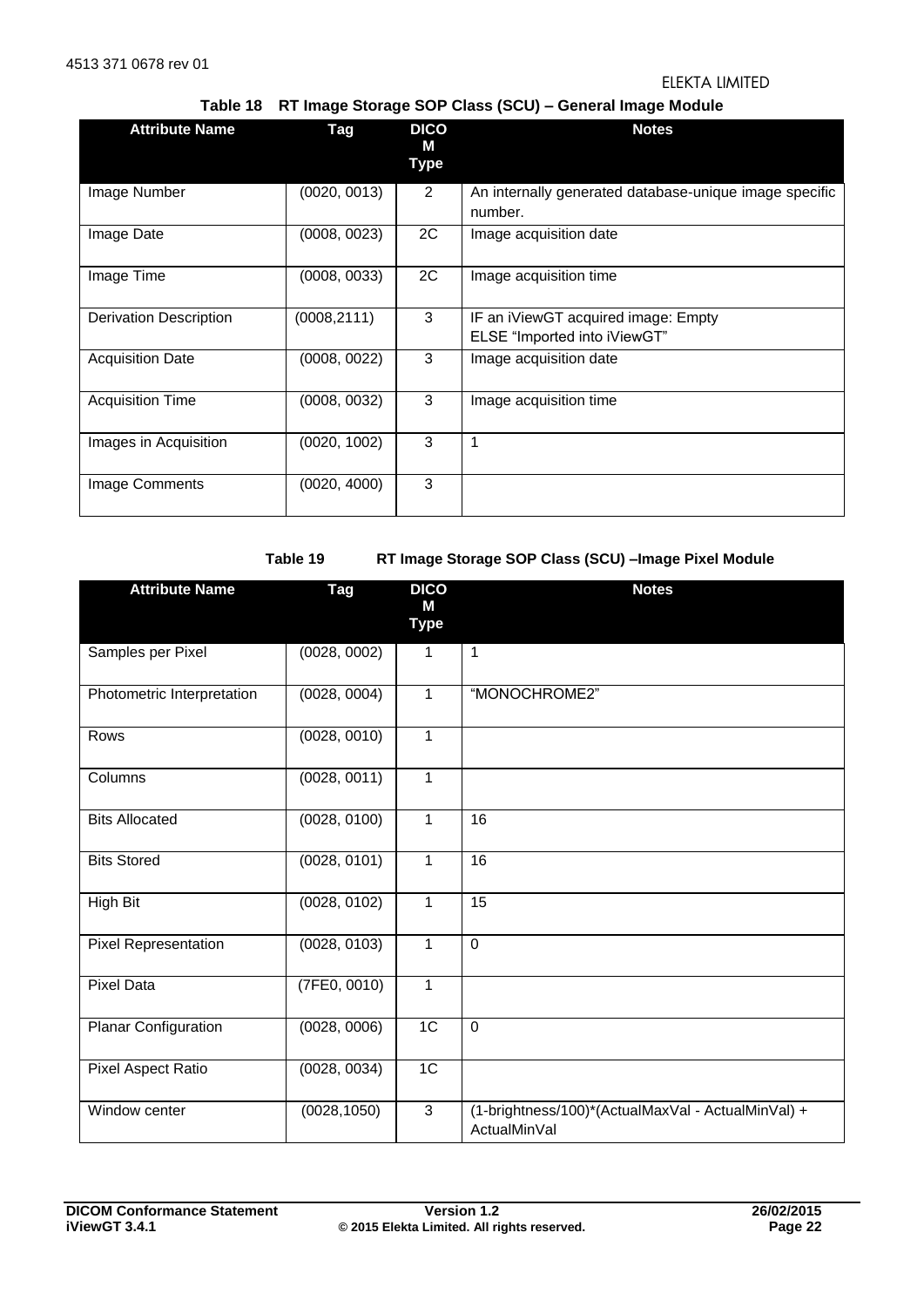**Table 18 RT Image Storage SOP Class (SCU) – General Image Module**

| Attribute Name | Tag | DICOM Type | Notes |
|---|---|---|---|
| Image Number | (0020, 0013) | 2 | An internally generated database-unique image specific number. |
| Image Date | (0008, 0023) | 2C | Image acquisition date |
| Image Time | (0008, 0033) | 2C | Image acquisition time |
| Derivation Description | (0008,2111) | 3 | IF an iViewGT acquired image: Empty<br>ELSE "Imported into iViewGT" |
| Acquisition Date | (0008, 0022) | 3 | Image acquisition date |
| Acquisition Time | (0008, 0032) | 3 | Image acquisition time |
| Images in Acquisition | (0020, 1002) | 3 | 1 |
| Image Comments | (0020, 4000) | 3 | |

**Table 19 RT Image Storage SOP Class (SCU) –Image Pixel Module**

| Attribute Name | Tag | DICOM Type | Notes |
|---|---|---|---|
| Samples per Pixel | (0028, 0002) | 1 | 1 |
| Photometric Interpretation | (0028, 0004) | 1 | "MONOCHROME2" |
| Rows | (0028, 0010) | 1 | |
| Columns | (0028, 0011) | 1 | |
| Bits Allocated | (0028, 0100) | 1 | 16 |
| Bits Stored | (0028, 0101) | 1 | 16 |
| High Bit | (0028, 0102) | 1 | 15 |
| Pixel Representation | (0028, 0103) | 1 | 0 |
| Pixel Data | (7FE0, 0010) | 1 | |
| Planar Configuration | (0028, 0006) | 1C | 0 |
| Pixel Aspect Ratio | (0028, 0034) | 1C | |
| Window center | (0028,1050) | 3 | (1-brightness/100)*(ActualMaxVal - ActualMinVal) + ActualMinVal |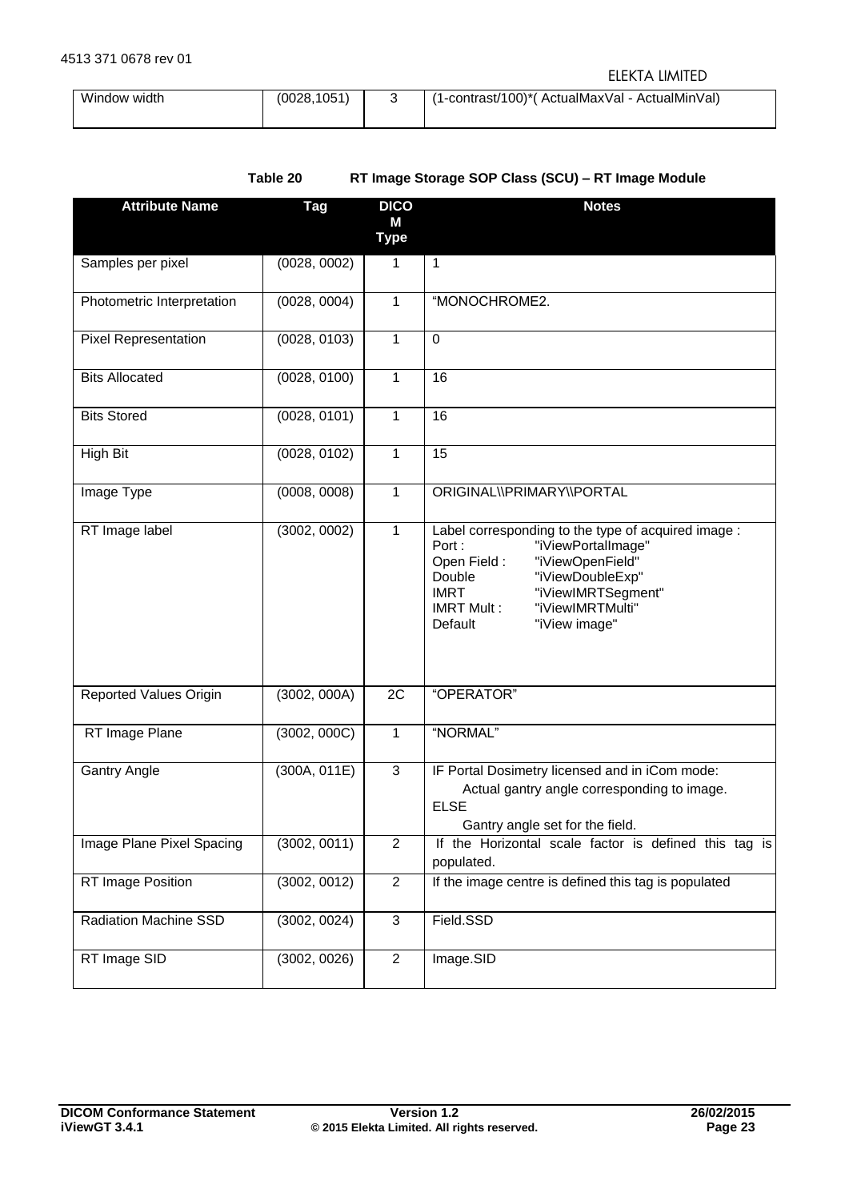| Window width | (0028,1051) | 3 | (1-contrast/100)*( ActualMaxVal - ActualMinVal) |
|---|---|---|---|

**Table 20 RT Image Storage SOP Class (SCU) – RT Image Module**

| Attribute Name | Tag | DICOM Type | Notes |
|---|---|---|---|
| Samples per pixel | (0028, 0002) | 1 | 1 |
| Photometric Interpretation | (0028, 0004) | 1 | "MONOCHROME2. |
| Pixel Representation | (0028, 0103) | 1 | 0 |
| Bits Allocated | (0028, 0100) | 1 | 16 |
| Bits Stored | (0028, 0101) | 1 | 16 |
| High Bit | (0028, 0102) | 1 | 15 |
| Image Type | (0008, 0008) | 1 | ORIGINAL\\PRIMARY\\PORTAL |
| RT Image label | (3002, 0002) | 1 | Label corresponding to the type of acquired image :<br>Port : "iViewPortalImage"<br>Open Field : "iViewOpenField"<br>Double "iViewDoubleExp"<br>IMRT "iViewIMRTSegment"<br>IMRT Mult : "iViewIMRTMulti"<br>Default "iView image" |
| Reported Values Origin | (3002, 000A) | 2C | "OPERATOR" |
| RT Image Plane | (3002, 000C) | 1 | "NORMAL" |
| Gantry Angle | (300A, 011E) | 3 | IF Portal Dosimetry licensed and in iCom mode:<br>Actual gantry angle corresponding to image.<br>ELSE<br>Gantry angle set for the field. |
| Image Plane Pixel Spacing | (3002, 0011) | 2 | If the Horizontal scale factor is defined this tag is populated. |
| RT Image Position | (3002, 0012) | 2 | If the image centre is defined this tag is populated |
| Radiation Machine SSD | (3002, 0024) | 3 | Field.SSD |
| RT Image SID | (3002, 0026) | 2 | Image.SID |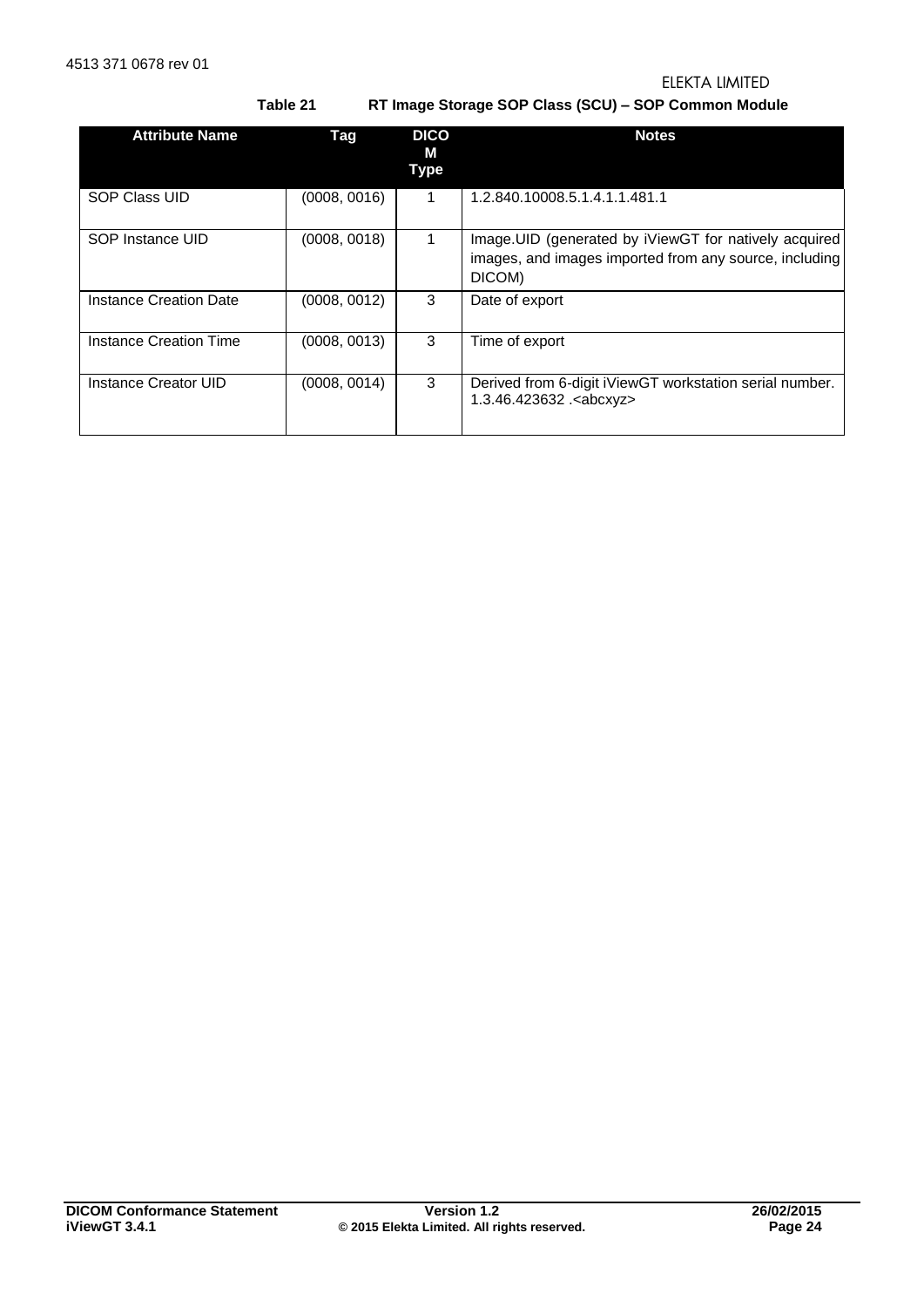**Table 21 RT Image Storage SOP Class (SCU) – SOP Common Module**

| Attribute Name | Tag | DICOM Type | Notes |
|---|---|---|---|
| SOP Class UID | (0008, 0016) | 1 | 1.2.840.10008.5.1.4.1.1.481.1 |
| SOP Instance UID | (0008, 0018) | 1 | Image.UID (generated by iViewGT for natively acquired images, and images imported from any source, including DICOM) |
| Instance Creation Date | (0008, 0012) | 3 | Date of export |
| Instance Creation Time | (0008, 0013) | 3 | Time of export |
| Instance Creator UID | (0008, 0014) | 3 | Derived from 6-digit iViewGT workstation serial number. 1.3.46.423632 .<abcxyz> |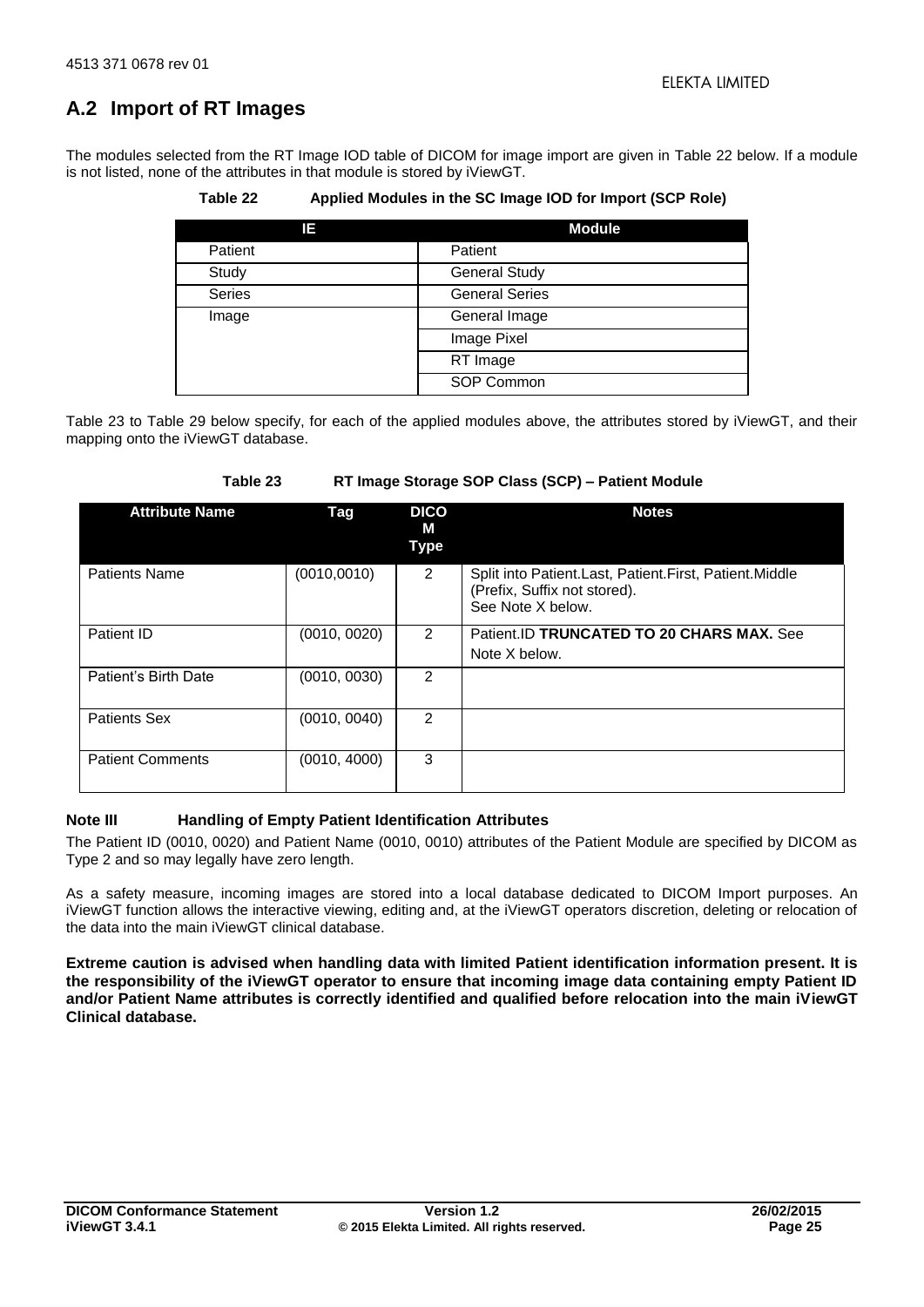## A.2 Import of RT Images

The modules selected from the RT Image IOD table of DICOM for image import are given in Table 22 below. If a module is not listed, none of the attributes in that module is stored by iViewGT.

**Table 22 Applied Modules in the SC Image IOD for Import (SCP Role)**

| IE | Module |
|---|---|
| Patient | Patient |
| Study | General Study |
| Series | General Series |
| Image | General Image |
| | Image Pixel |
| | RT Image |
| | SOP Common |

Table 23 to Table 29 below specify, for each of the applied modules above, the attributes stored by iViewGT, and their mapping onto the iViewGT database.

**Table 23 RT Image Storage SOP Class (SCP) – Patient Module**

| Attribute Name | Tag | DICOM Type | Notes |
|---|---|---|---|
| Patients Name | (0010,0010) | 2 | Split into Patient.Last, Patient.First, Patient.Middle (Prefix, Suffix not stored). See Note X below. |
| Patient ID | (0010, 0020) | 2 | Patient.ID **TRUNCATED TO 20 CHARS MAX.** See Note X below. |
| Patient's Birth Date | (0010, 0030) | 2 | |
| Patients Sex | (0010, 0040) | 2 | |
| Patient Comments | (0010, 4000) | 3 | |

**Note III Handling of Empty Patient Identification Attributes**

The Patient ID (0010, 0020) and Patient Name (0010, 0010) attributes of the Patient Module are specified by DICOM as Type 2 and so may legally have zero length.

As a safety measure, incoming images are stored into a local database dedicated to DICOM Import purposes. An iViewGT function allows the interactive viewing, editing and, at the iViewGT operators discretion, deleting or relocation of the data into the main iViewGT clinical database.

**Extreme caution is advised when handling data with limited Patient identification information present. It is the responsibility of the iViewGT operator to ensure that incoming image data containing empty Patient ID and/or Patient Name attributes is correctly identified and qualified before relocation into the main iViewGT Clinical database.**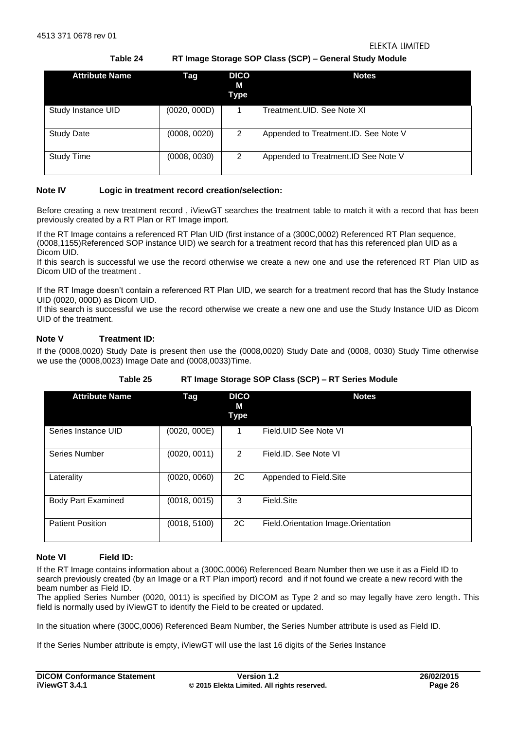**Table 24 RT Image Storage SOP Class (SCP) – General Study Module**

| Attribute Name | Tag | DICOM Type | Notes |
|---|---|---|---|
| Study Instance UID | (0020, 000D) | 1 | Treatment.UID. See Note XI |
| Study Date | (0008, 0020) | 2 | Appended to Treatment.ID. See Note V |
| Study Time | (0008, 0030) | 2 | Appended to Treatment.ID See Note V |

**Note IV Logic in treatment record creation/selection:**

Before creating a new treatment record , iViewGT searches the treatment table to match it with a record that has been previously created by a RT Plan or RT Image import.

If the RT Image contains a referenced RT Plan UID (first instance of a (300C,0002) Referenced RT Plan sequence, (0008,1155)Referenced SOP instance UID) we search for a treatment record that has this referenced plan UID as a Dicom UID.
If this search is successful we use the record otherwise we create a new one and use the referenced RT Plan UID as Dicom UID of the treatment .

If the RT Image doesn't contain a referenced RT Plan UID, we search for a treatment record that has the Study Instance UID (0020, 000D) as Dicom UID.
If this search is successful we use the record otherwise we create a new one and use the Study Instance UID as Dicom UID of the treatment.

**Note V Treatment ID:**

If the (0008,0020) Study Date is present then use the (0008,0020) Study Date and (0008, 0030) Study Time otherwise we use the (0008,0023) Image Date and (0008,0033)Time.

**Table 25 RT Image Storage SOP Class (SCP) – RT Series Module**

| Attribute Name | Tag | DICOM Type | Notes |
|---|---|---|---|
| Series Instance UID | (0020, 000E) | 1 | Field.UID See Note VI |
| Series Number | (0020, 0011) | 2 | Field.ID. See Note VI |
| Laterality | (0020, 0060) | 2C | Appended to Field.Site |
| Body Part Examined | (0018, 0015) | 3 | Field.Site |
| Patient Position | (0018, 5100) | 2C | Field.Orientation Image.Orientation |

**Note VI Field ID:**

If the RT Image contains information about a (300C,0006) Referenced Beam Number then we use it as a Field ID to search previously created (by an Image or a RT Plan import) record and if not found we create a new record with the beam number as Field ID.
The applied Series Number (0020, 0011) is specified by DICOM as Type 2 and so may legally have zero length**.** This field is normally used by iViewGT to identify the Field to be created or updated.

In the situation where (300C,0006) Referenced Beam Number, the Series Number attribute is used as Field ID.

If the Series Number attribute is empty, iViewGT will use the last 16 digits of the Series Instance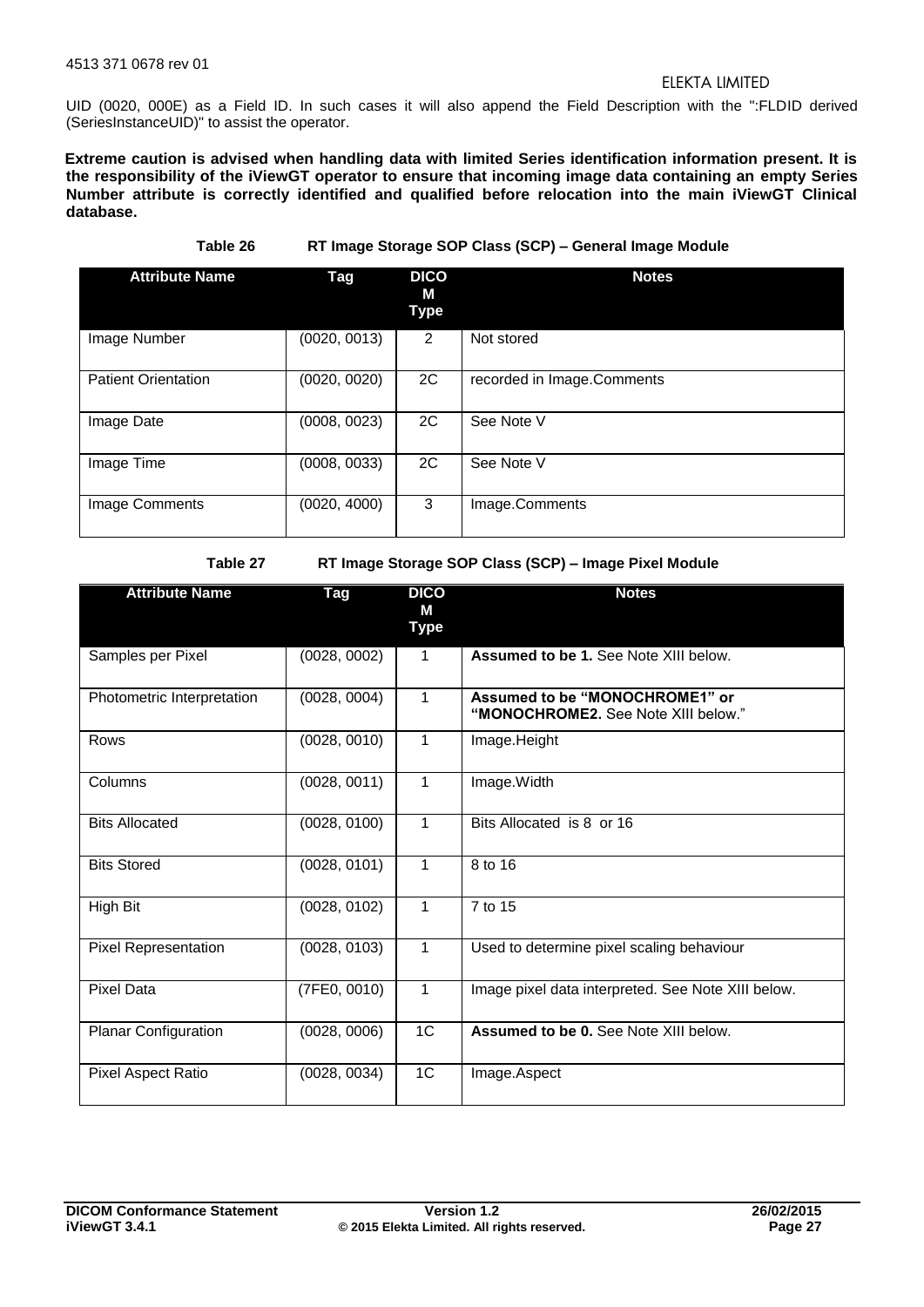UID (0020, 000E) as a Field ID. In such cases it will also append the Field Description with the ":FLDID derived (SeriesInstanceUID)" to assist the operator.

**Extreme caution is advised when handling data with limited Series identification information present. It is the responsibility of the iViewGT operator to ensure that incoming image data containing an empty Series Number attribute is correctly identified and qualified before relocation into the main iViewGT Clinical database.**

**Table 26 RT Image Storage SOP Class (SCP) – General Image Module**

| Attribute Name | Tag | DICOM Type | Notes |
|---|---|---|---|
| Image Number | (0020, 0013) | 2 | Not stored |
| Patient Orientation | (0020, 0020) | 2C | recorded in Image.Comments |
| Image Date | (0008, 0023) | 2C | See Note V |
| Image Time | (0008, 0033) | 2C | See Note V |
| Image Comments | (0020, 4000) | 3 | Image.Comments |

**Table 27 RT Image Storage SOP Class (SCP) – Image Pixel Module**

| Attribute Name | Tag | DICOM Type | Notes |
|---|---|---|---|
| Samples per Pixel | (0028, 0002) | 1 | **Assumed to be 1.** See Note XIII below. |
| Photometric Interpretation | (0028, 0004) | 1 | **Assumed to be "MONOCHROME1" or "MONOCHROME2.** See Note XIII below." |
| Rows | (0028, 0010) | 1 | Image.Height |
| Columns | (0028, 0011) | 1 | Image.Width |
| Bits Allocated | (0028, 0100) | 1 | Bits Allocated is 8 or 16 |
| Bits Stored | (0028, 0101) | 1 | 8 to 16 |
| High Bit | (0028, 0102) | 1 | 7 to 15 |
| Pixel Representation | (0028, 0103) | 1 | Used to determine pixel scaling behaviour |
| Pixel Data | (7FE0, 0010) | 1 | Image pixel data interpreted. See Note XIII below. |
| Planar Configuration | (0028, 0006) | 1C | **Assumed to be 0.** See Note XIII below. |
| Pixel Aspect Ratio | (0028, 0034) | 1C | Image.Aspect |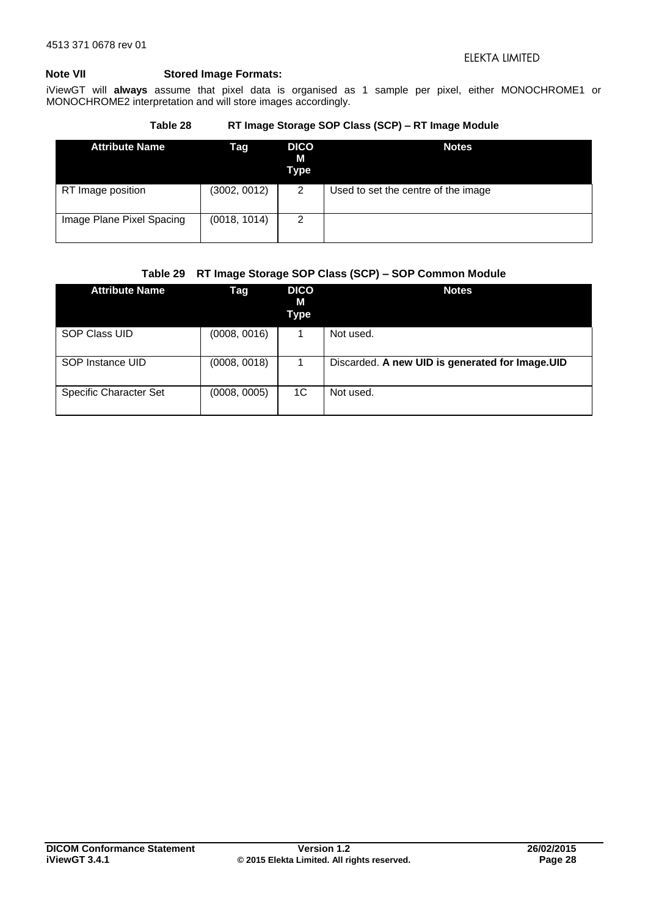**Note VII Stored Image Formats:**

iViewGT will **always** assume that pixel data is organised as 1 sample per pixel, either MONOCHROME1 or MONOCHROME2 interpretation and will store images accordingly.

**Table 28 RT Image Storage SOP Class (SCP) – RT Image Module**

| Attribute Name | Tag | DICOM Type | Notes |
|---|---|---|---|
| RT Image position | (3002, 0012) | 2 | Used to set the centre of the image |
| Image Plane Pixel Spacing | (0018, 1014) | 2 | |

**Table 29 RT Image Storage SOP Class (SCP) – SOP Common Module**

| Attribute Name | Tag | DICOM Type | Notes |
|---|---|---|---|
| SOP Class UID | (0008, 0016) | 1 | Not used. |
| SOP Instance UID | (0008, 0018) | 1 | Discarded. **A new UID is generated for Image.UID** |
| Specific Character Set | (0008, 0005) | 1C | Not used. |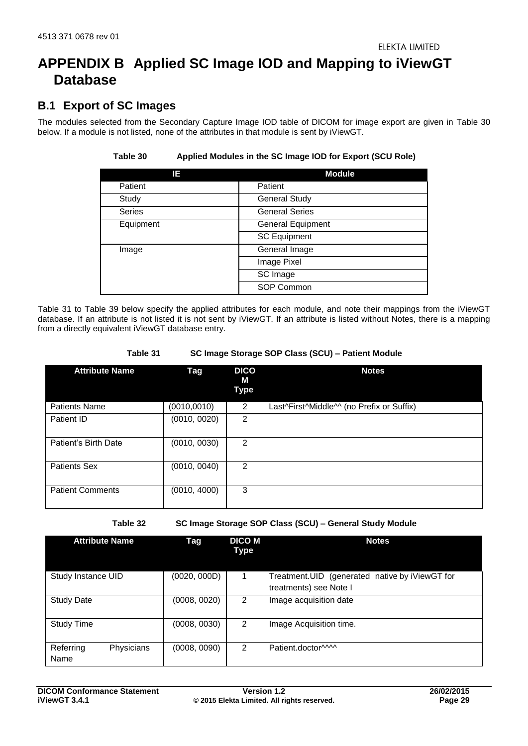# APPENDIX B Applied SC Image IOD and Mapping to iViewGT Database

## B.1 Export of SC Images

The modules selected from the Secondary Capture Image IOD table of DICOM for image export are given in Table 30 below. If a module is not listed, none of the attributes in that module is sent by iViewGT.

**Table 30 Applied Modules in the SC Image IOD for Export (SCU Role)**

| IE | Module |
|---|---|
| Patient | Patient |
| Study | General Study |
| Series | General Series |
| Equipment | General Equipment |
| | SC Equipment |
| Image | General Image |
| | Image Pixel |
| | SC Image |
| | SOP Common |

Table 31 to Table 39 below specify the applied attributes for each module, and note their mappings from the iViewGT database. If an attribute is not listed it is not sent by iViewGT. If an attribute is listed without Notes, there is a mapping from a directly equivalent iViewGT database entry.

**Table 31 SC Image Storage SOP Class (SCU) – Patient Module**

| Attribute Name | Tag | DICOM Type | Notes |
|---|---|---|---|
| Patients Name | (0010,0010) | 2 | Last^First^Middle^^ (no Prefix or Suffix) |
| Patient ID | (0010, 0020) | 2 | |
| Patient's Birth Date | (0010, 0030) | 2 | |
| Patients Sex | (0010, 0040) | 2 | |
| Patient Comments | (0010, 4000) | 3 | |

**Table 32 SC Image Storage SOP Class (SCU) – General Study Module**

| Attribute Name | Tag | DICOM Type | Notes |
|---|---|---|---|
| Study Instance UID | (0020, 000D) | 1 | Treatment.UID (generated native by iViewGT for treatments) see Note I |
| Study Date | (0008, 0020) | 2 | Image acquisition date |
| Study Time | (0008, 0030) | 2 | Image Acquisition time. |
| Referring Physicians Name | (0008, 0090) | 2 | Patient.doctor^^^^ |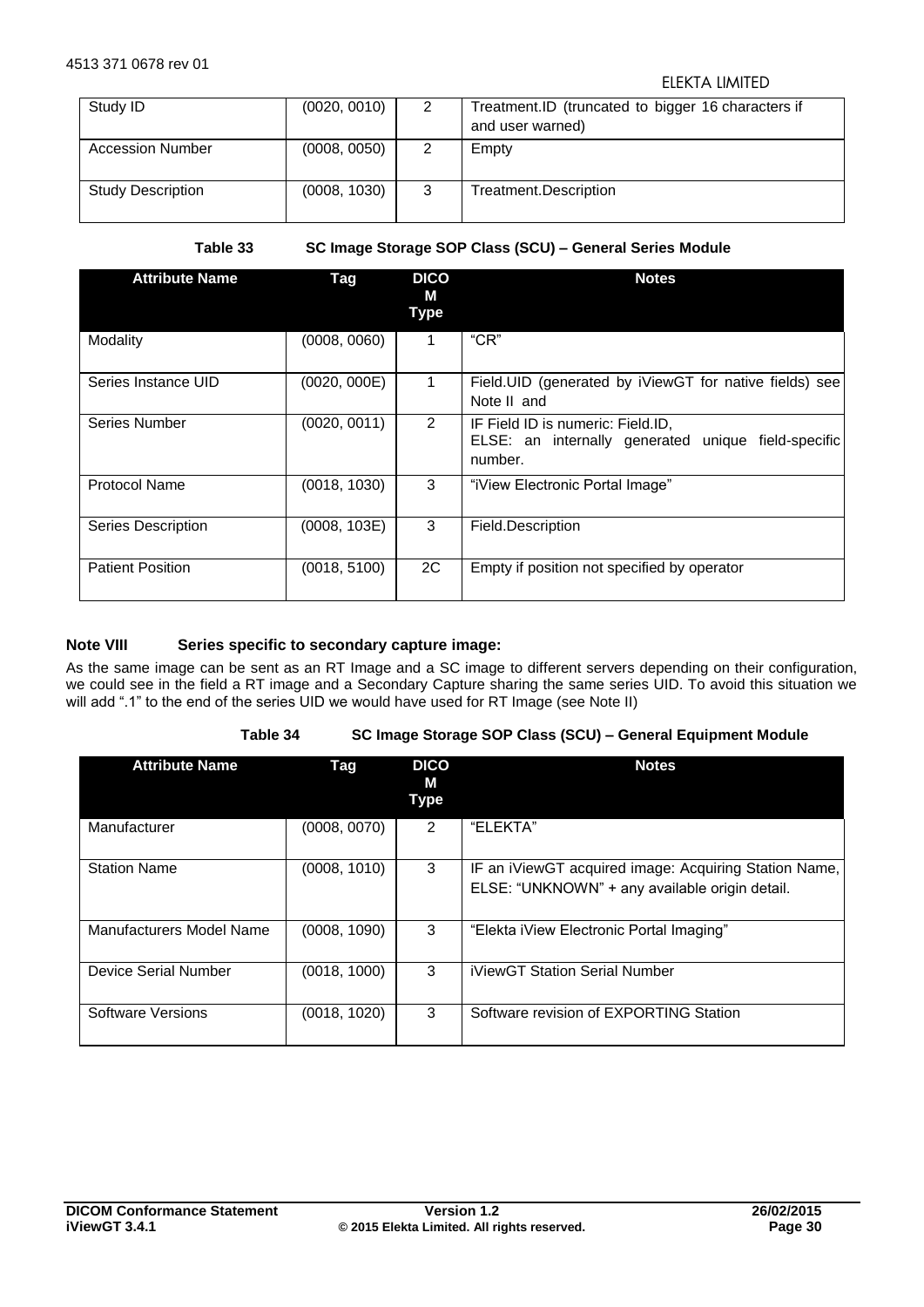| Study ID | (0020, 0010) | 2 | Treatment.ID (truncated to bigger 16 characters if and user warned) |
|---|---|---|---|
| Accession Number | (0008, 0050) | 2 | Empty |
| Study Description | (0008, 1030) | 3 | Treatment.Description |

**Table 33 SC Image Storage SOP Class (SCU) – General Series Module**

| Attribute Name | Tag | DICOM Type | Notes |
|---|---|---|---|
| Modality | (0008, 0060) | 1 | "CR" |
| Series Instance UID | (0020, 000E) | 1 | Field.UID (generated by iViewGT for native fields) see Note II and |
| Series Number | (0020, 0011) | 2 | IF Field ID is numeric: Field.ID,<br>ELSE: an internally generated unique field-specific number. |
| Protocol Name | (0018, 1030) | 3 | "iView Electronic Portal Image" |
| Series Description | (0008, 103E) | 3 | Field.Description |
| Patient Position | (0018, 5100) | 2C | Empty if position not specified by operator |

**Note VIII Series specific to secondary capture image:**

As the same image can be sent as an RT Image and a SC image to different servers depending on their configuration, we could see in the field a RT image and a Secondary Capture sharing the same series UID. To avoid this situation we will add ".1" to the end of the series UID we would have used for RT Image (see Note II)

**Table 34 SC Image Storage SOP Class (SCU) – General Equipment Module**

| Attribute Name | Tag | DICOM Type | Notes |
|---|---|---|---|
| Manufacturer | (0008, 0070) | 2 | "ELEKTA" |
| Station Name | (0008, 1010) | 3 | IF an iViewGT acquired image: Acquiring Station Name,<br>ELSE: "UNKNOWN" + any available origin detail. |
| Manufacturers Model Name | (0008, 1090) | 3 | "Elekta iView Electronic Portal Imaging" |
| Device Serial Number | (0018, 1000) | 3 | iViewGT Station Serial Number |
| Software Versions | (0018, 1020) | 3 | Software revision of EXPORTING Station |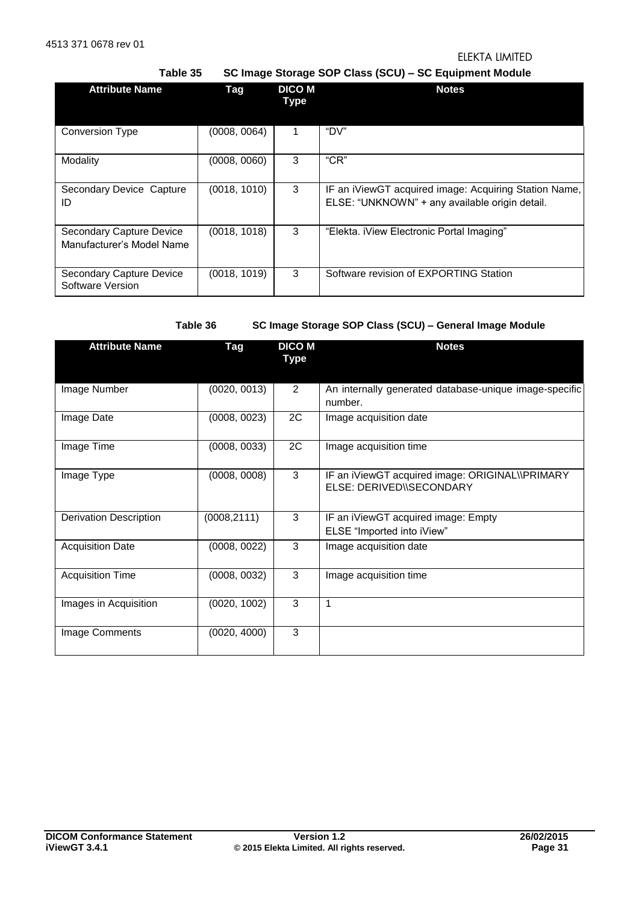**Table 35 SC Image Storage SOP Class (SCU) – SC Equipment Module**

| Attribute Name | Tag | DICOM Type | Notes |
|---|---|---|---|
| Conversion Type | (0008, 0064) | 1 | "DV" |
| Modality | (0008, 0060) | 3 | "CR" |
| Secondary Device Capture ID | (0018, 1010) | 3 | IF an iViewGT acquired image: Acquiring Station Name, ELSE: "UNKNOWN" + any available origin detail. |
| Secondary Capture Device Manufacturer's Model Name | (0018, 1018) | 3 | "Elekta. iView Electronic Portal Imaging" |
| Secondary Capture Device Software Version | (0018, 1019) | 3 | Software revision of EXPORTING Station |

**Table 36 SC Image Storage SOP Class (SCU) – General Image Module**

| Attribute Name | Tag | DICOM Type | Notes |
|---|---|---|---|
| Image Number | (0020, 0013) | 2 | An internally generated database-unique image-specific number. |
| Image Date | (0008, 0023) | 2C | Image acquisition date |
| Image Time | (0008, 0033) | 2C | Image acquisition time |
| Image Type | (0008, 0008) | 3 | IF an iViewGT acquired image: ORIGINAL\\PRIMARY ELSE: DERIVED\\SECONDARY |
| Derivation Description | (0008,2111) | 3 | IF an iViewGT acquired image: Empty ELSE "Imported into iView" |
| Acquisition Date | (0008, 0022) | 3 | Image acquisition date |
| Acquisition Time | (0008, 0032) | 3 | Image acquisition time |
| Images in Acquisition | (0020, 1002) | 3 | 1 |
| Image Comments | (0020, 4000) | 3 | |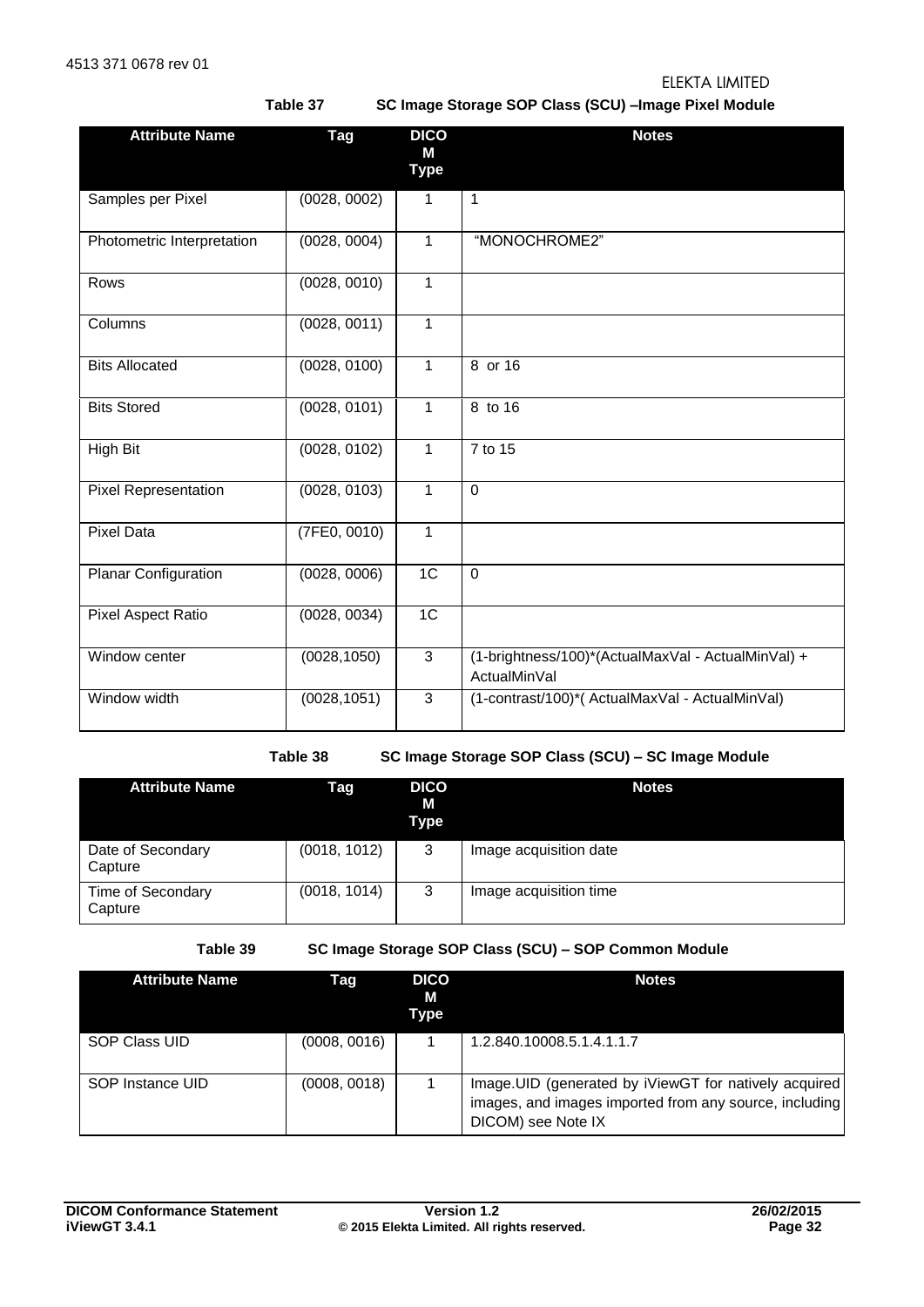**Table 37 SC Image Storage SOP Class (SCU) –Image Pixel Module**

| Attribute Name | Tag | DICOM Type | Notes |
|---|---|---|---|
| Samples per Pixel | (0028, 0002) | 1 | 1 |
| Photometric Interpretation | (0028, 0004) | 1 | "MONOCHROME2" |
| Rows | (0028, 0010) | 1 | |
| Columns | (0028, 0011) | 1 | |
| Bits Allocated | (0028, 0100) | 1 | 8 or 16 |
| Bits Stored | (0028, 0101) | 1 | 8 to 16 |
| High Bit | (0028, 0102) | 1 | 7 to 15 |
| Pixel Representation | (0028, 0103) | 1 | 0 |
| Pixel Data | (7FE0, 0010) | 1 | |
| Planar Configuration | (0028, 0006) | 1C | 0 |
| Pixel Aspect Ratio | (0028, 0034) | 1C | |
| Window center | (0028,1050) | 3 | (1-brightness/100)*(ActualMaxVal - ActualMinVal) + ActualMinVal |
| Window width | (0028,1051) | 3 | (1-contrast/100)*( ActualMaxVal - ActualMinVal) |

**Table 38 SC Image Storage SOP Class (SCU) – SC Image Module**

| Attribute Name | Tag | DICOM Type | Notes |
|---|---|---|---|
| Date of Secondary Capture | (0018, 1012) | 3 | Image acquisition date |
| Time of Secondary Capture | (0018, 1014) | 3 | Image acquisition time |

**Table 39 SC Image Storage SOP Class (SCU) – SOP Common Module**

| Attribute Name | Tag | DICOM Type | Notes |
|---|---|---|---|
| SOP Class UID | (0008, 0016) | 1 | 1.2.840.10008.5.1.4.1.1.7 |
| SOP Instance UID | (0008, 0018) | 1 | Image.UID (generated by iViewGT for natively acquired images, and images imported from any source, including DICOM) see Note IX |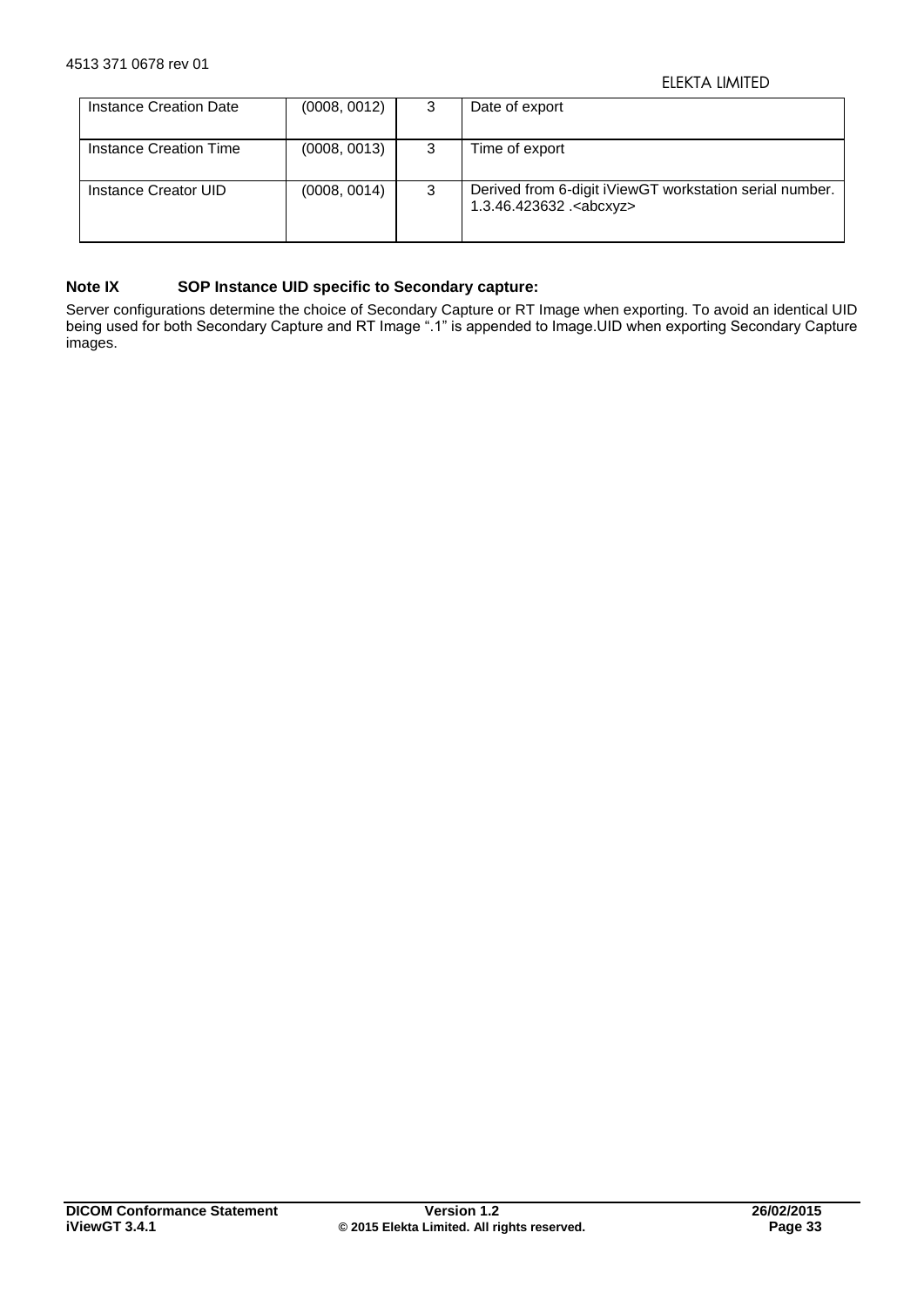| Instance Creation Date | (0008, 0012) | 3 | Date of export |
|---|---|---|---|
| Instance Creation Time | (0008, 0013) | 3 | Time of export |
| Instance Creator UID | (0008, 0014) | 3 | Derived from 6-digit iViewGT workstation serial number. 1.3.46.423632 .<abcxyz> |

**Note IX SOP Instance UID specific to Secondary capture:**

Server configurations determine the choice of Secondary Capture or RT Image when exporting. To avoid an identical UID being used for both Secondary Capture and RT Image ".1" is appended to Image.UID when exporting Secondary Capture images.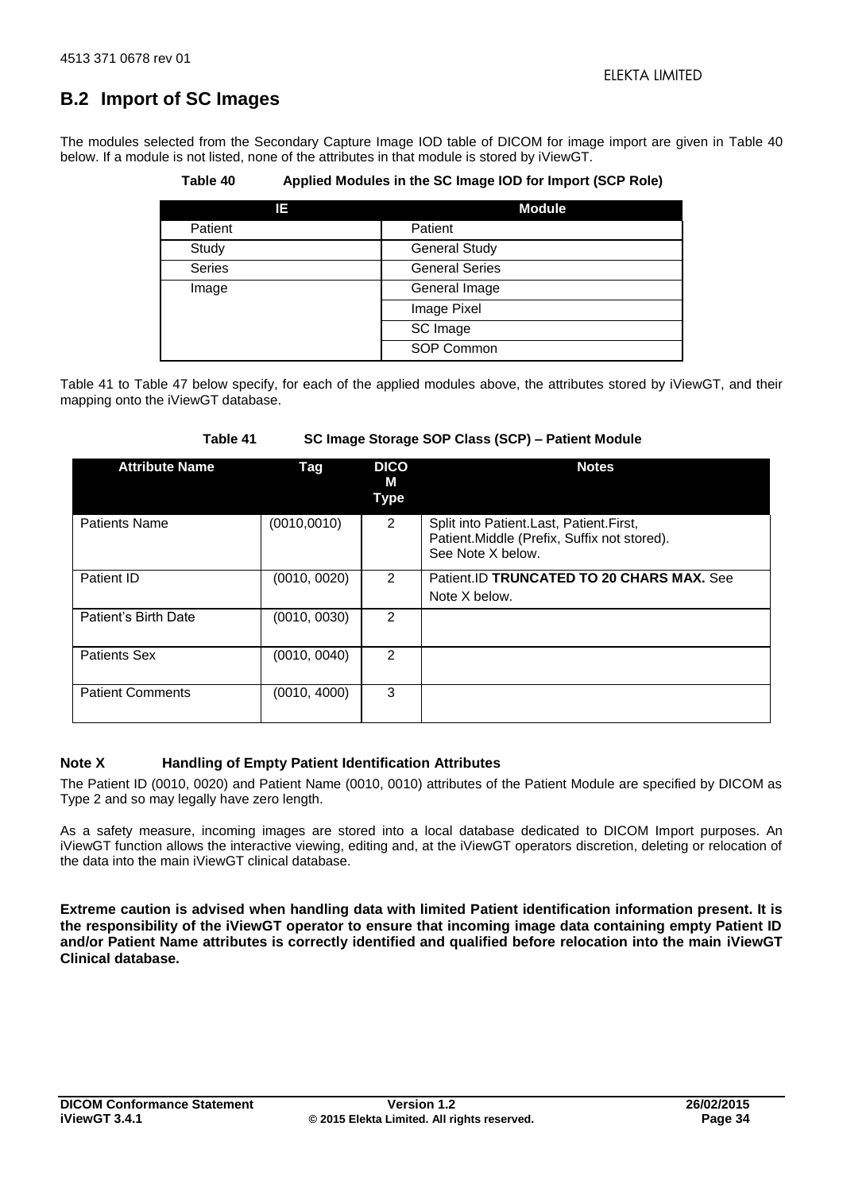## B.2 Import of SC Images

The modules selected from the Secondary Capture Image IOD table of DICOM for image import are given in Table 40 below. If a module is not listed, none of the attributes in that module is stored by iViewGT.

**Table 40 Applied Modules in the SC Image IOD for Import (SCP Role)**

| IE | Module |
|---|---|
| Patient | Patient |
| Study | General Study |
| Series | General Series |
| Image | General Image |
| | Image Pixel |
| | SC Image |
| | SOP Common |

Table 41 to Table 47 below specify, for each of the applied modules above, the attributes stored by iViewGT, and their mapping onto the iViewGT database.

**Table 41 SC Image Storage SOP Class (SCP) – Patient Module**

| Attribute Name | Tag | DICOM Type | Notes |
|---|---|---|---|
| Patients Name | (0010,0010) | 2 | Split into Patient.Last, Patient.First, Patient.Middle (Prefix, Suffix not stored). See Note X below. |
| Patient ID | (0010, 0020) | 2 | Patient.ID **TRUNCATED TO 20 CHARS MAX.** See Note X below. |
| Patient's Birth Date | (0010, 0030) | 2 | |
| Patients Sex | (0010, 0040) | 2 | |
| Patient Comments | (0010, 4000) | 3 | |

**Note X Handling of Empty Patient Identification Attributes**

The Patient ID (0010, 0020) and Patient Name (0010, 0010) attributes of the Patient Module are specified by DICOM as Type 2 and so may legally have zero length.

As a safety measure, incoming images are stored into a local database dedicated to DICOM Import purposes. An iViewGT function allows the interactive viewing, editing and, at the iViewGT operators discretion, deleting or relocation of the data into the main iViewGT clinical database.

**Extreme caution is advised when handling data with limited Patient identification information present. It is the responsibility of the iViewGT operator to ensure that incoming image data containing empty Patient ID and/or Patient Name attributes is correctly identified and qualified before relocation into the main iViewGT Clinical database.**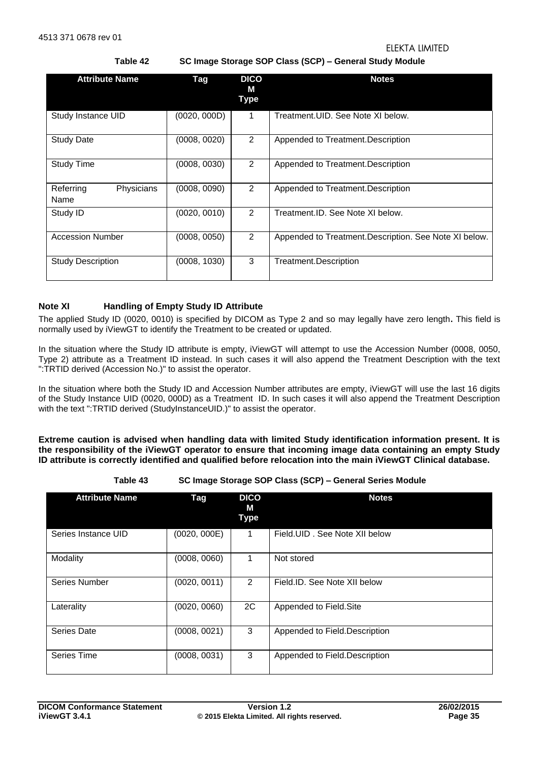**Table 42 SC Image Storage SOP Class (SCP) – General Study Module**

| Attribute Name | Tag | DICOM Type | Notes |
|---|---|---|---|
| Study Instance UID | (0020, 000D) | 1 | Treatment.UID. See Note XI below. |
| Study Date | (0008, 0020) | 2 | Appended to Treatment.Description |
| Study Time | (0008, 0030) | 2 | Appended to Treatment.Description |
| Referring Physicians Name | (0008, 0090) | 2 | Appended to Treatment.Description |
| Study ID | (0020, 0010) | 2 | Treatment.ID. See Note XI below. |
| Accession Number | (0008, 0050) | 2 | Appended to Treatment.Description. See Note XI below. |
| Study Description | (0008, 1030) | 3 | Treatment.Description |

**Note XI Handling of Empty Study ID Attribute**

The applied Study ID (0020, 0010) is specified by DICOM as Type 2 and so may legally have zero length**.** This field is normally used by iViewGT to identify the Treatment to be created or updated.

In the situation where the Study ID attribute is empty, iViewGT will attempt to use the Accession Number (0008, 0050, Type 2) attribute as a Treatment ID instead. In such cases it will also append the Treatment Description with the text ":TRTID derived (Accession No.)" to assist the operator.

In the situation where both the Study ID and Accession Number attributes are empty, iViewGT will use the last 16 digits of the Study Instance UID (0020, 000D) as a Treatment ID. In such cases it will also append the Treatment Description with the text ":TRTID derived (StudyInstanceUID.)" to assist the operator.

**Extreme caution is advised when handling data with limited Study identification information present. It is the responsibility of the iViewGT operator to ensure that incoming image data containing an empty Study ID attribute is correctly identified and qualified before relocation into the main iViewGT Clinical database.**

**Table 43 SC Image Storage SOP Class (SCP) – General Series Module**

| Attribute Name | Tag | DICOM Type | Notes |
|---|---|---|---|
| Series Instance UID | (0020, 000E) | 1 | Field.UID . See Note XII below |
| Modality | (0008, 0060) | 1 | Not stored |
| Series Number | (0020, 0011) | 2 | Field.ID. See Note XII below |
| Laterality | (0020, 0060) | 2C | Appended to Field.Site |
| Series Date | (0008, 0021) | 3 | Appended to Field.Description |
| Series Time | (0008, 0031) | 3 | Appended to Field.Description |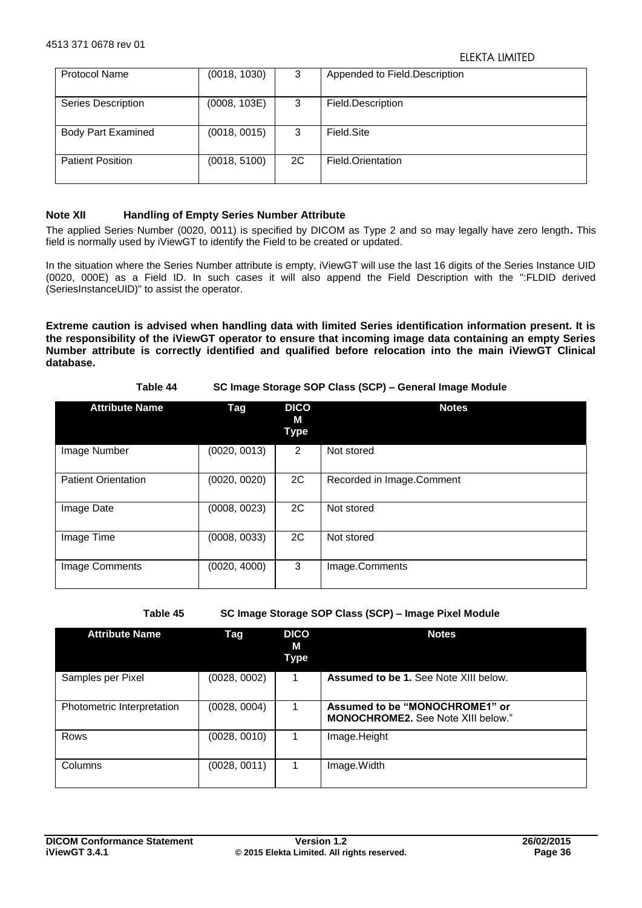| Protocol Name | (0018, 1030) | 3 | Appended to Field.Description |
|---|---|---|---|
| Series Description | (0008, 103E) | 3 | Field.Description |
| Body Part Examined | (0018, 0015) | 3 | Field.Site |
| Patient Position | (0018, 5100) | 2C | Field.Orientation |

**Note XII Handling of Empty Series Number Attribute**

The applied Series Number (0020, 0011) is specified by DICOM as Type 2 and so may legally have zero length**.** This field is normally used by iViewGT to identify the Field to be created or updated.

In the situation where the Series Number attribute is empty, iViewGT will use the last 16 digits of the Series Instance UID (0020, 000E) as a Field ID. In such cases it will also append the Field Description with the ":FLDID derived (SeriesInstanceUID)" to assist the operator.

**Extreme caution is advised when handling data with limited Series identification information present. It is the responsibility of the iViewGT operator to ensure that incoming image data containing an empty Series Number attribute is correctly identified and qualified before relocation into the main iViewGT Clinical database.**

**Table 44 SC Image Storage SOP Class (SCP) – General Image Module**

| Attribute Name | Tag | DICOM Type | Notes |
|---|---|---|---|
| Image Number | (0020, 0013) | 2 | Not stored |
| Patient Orientation | (0020, 0020) | 2C | Recorded in Image.Comment |
| Image Date | (0008, 0023) | 2C | Not stored |
| Image Time | (0008, 0033) | 2C | Not stored |
| Image Comments | (0020, 4000) | 3 | Image.Comments |

**Table 45 SC Image Storage SOP Class (SCP) – Image Pixel Module**

| Attribute Name | Tag | DICOM Type | Notes |
|---|---|---|---|
| Samples per Pixel | (0028, 0002) | 1 | **Assumed to be 1.** See Note XIII below. |
| Photometric Interpretation | (0028, 0004) | 1 | **Assumed to be "MONOCHROME1" or MONOCHROME2.** See Note XIII below." |
| Rows | (0028, 0010) | 1 | Image.Height |
| Columns | (0028, 0011) | 1 | Image.Width |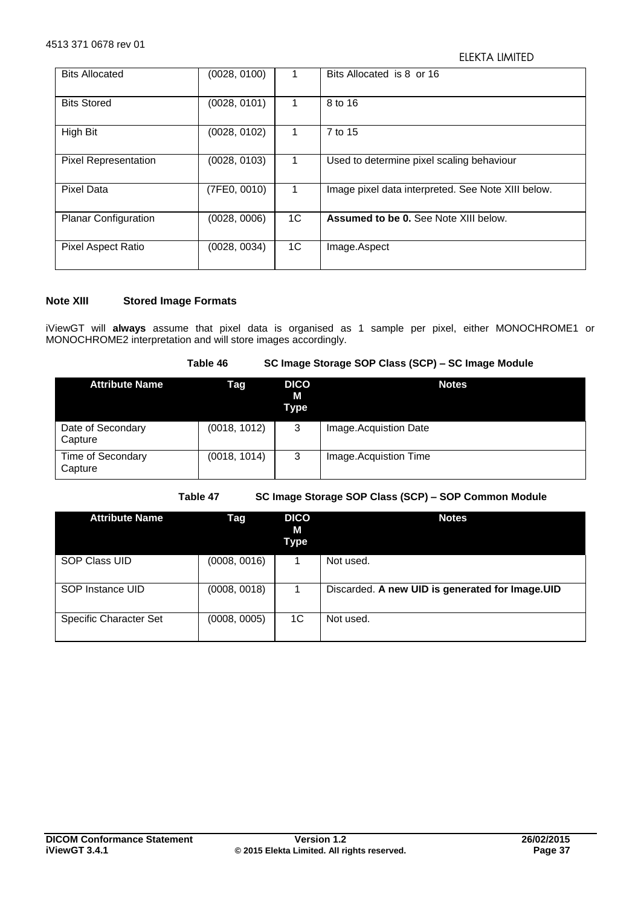| Bits Allocated | (0028, 0100) | 1 | Bits Allocated is 8 or 16 |
|---|---|---|---|
| Bits Stored | (0028, 0101) | 1 | 8 to 16 |
| High Bit | (0028, 0102) | 1 | 7 to 15 |
| Pixel Representation | (0028, 0103) | 1 | Used to determine pixel scaling behaviour |
| Pixel Data | (7FE0, 0010) | 1 | Image pixel data interpreted. See Note XIII below. |
| Planar Configuration | (0028, 0006) | 1C | **Assumed to be 0.** See Note XIII below. |
| Pixel Aspect Ratio | (0028, 0034) | 1C | Image.Aspect |

**Note XIII Stored Image Formats**

iViewGT will **always** assume that pixel data is organised as 1 sample per pixel, either MONOCHROME1 or MONOCHROME2 interpretation and will store images accordingly.

**Table 46 SC Image Storage SOP Class (SCP) – SC Image Module**

| Attribute Name | Tag | DICOM Type | Notes |
|---|---|---|---|
| Date of Secondary Capture | (0018, 1012) | 3 | Image.Acquistion Date |
| Time of Secondary Capture | (0018, 1014) | 3 | Image.Acquistion Time |

**Table 47 SC Image Storage SOP Class (SCP) – SOP Common Module**

| Attribute Name | Tag | DICOM Type | Notes |
|---|---|---|---|
| SOP Class UID | (0008, 0016) | 1 | Not used. |
| SOP Instance UID | (0008, 0018) | 1 | Discarded. **A new UID is generated for Image.UID** |
| Specific Character Set | (0008, 0005) | 1C | Not used. |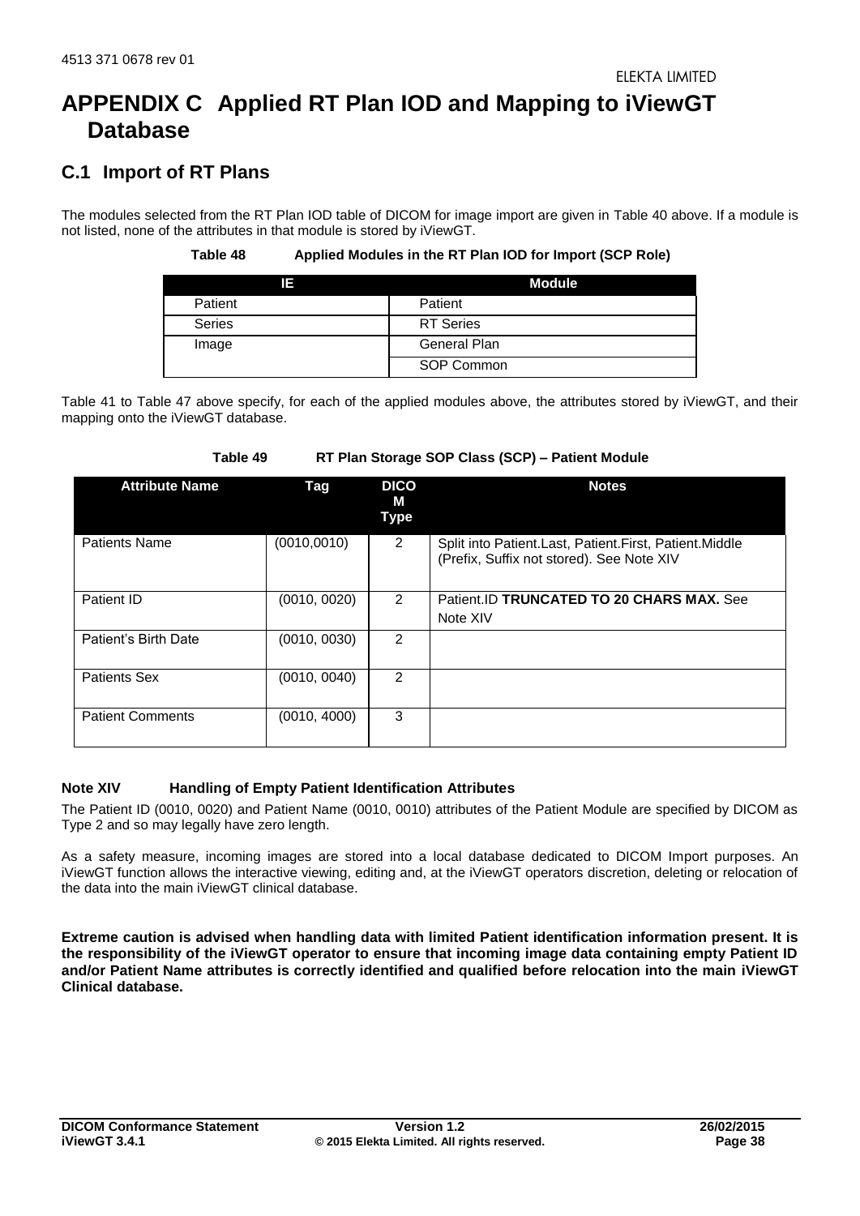# APPENDIX C Applied RT Plan IOD and Mapping to iViewGT Database

## C.1 Import of RT Plans

The modules selected from the RT Plan IOD table of DICOM for image import are given in Table 40 above. If a module is not listed, none of the attributes in that module is stored by iViewGT.

**Table 48 Applied Modules in the RT Plan IOD for Import (SCP Role)**

| IE | Module |
|---|---|
| Patient | Patient |
| Series | RT Series |
| Image | General Plan |
| | SOP Common |

Table 41 to Table 47 above specify, for each of the applied modules above, the attributes stored by iViewGT, and their mapping onto the iViewGT database.

**Table 49 RT Plan Storage SOP Class (SCP) – Patient Module**

| Attribute Name | Tag | DICOM Type | Notes |
|---|---|---|---|
| Patients Name | (0010,0010) | 2 | Split into Patient.Last, Patient.First, Patient.Middle (Prefix, Suffix not stored). See Note XIV |
| Patient ID | (0010, 0020) | 2 | Patient.ID **TRUNCATED TO 20 CHARS MAX.** See Note XIV |
| Patient's Birth Date | (0010, 0030) | 2 | |
| Patients Sex | (0010, 0040) | 2 | |
| Patient Comments | (0010, 4000) | 3 | |

**Note XIV Handling of Empty Patient Identification Attributes**

The Patient ID (0010, 0020) and Patient Name (0010, 0010) attributes of the Patient Module are specified by DICOM as Type 2 and so may legally have zero length.

As a safety measure, incoming images are stored into a local database dedicated to DICOM Import purposes. An iViewGT function allows the interactive viewing, editing and, at the iViewGT operators discretion, deleting or relocation of the data into the main iViewGT clinical database.

**Extreme caution is advised when handling data with limited Patient identification information present. It is the responsibility of the iViewGT operator to ensure that incoming image data containing empty Patient ID and/or Patient Name attributes is correctly identified and qualified before relocation into the main iViewGT Clinical database.**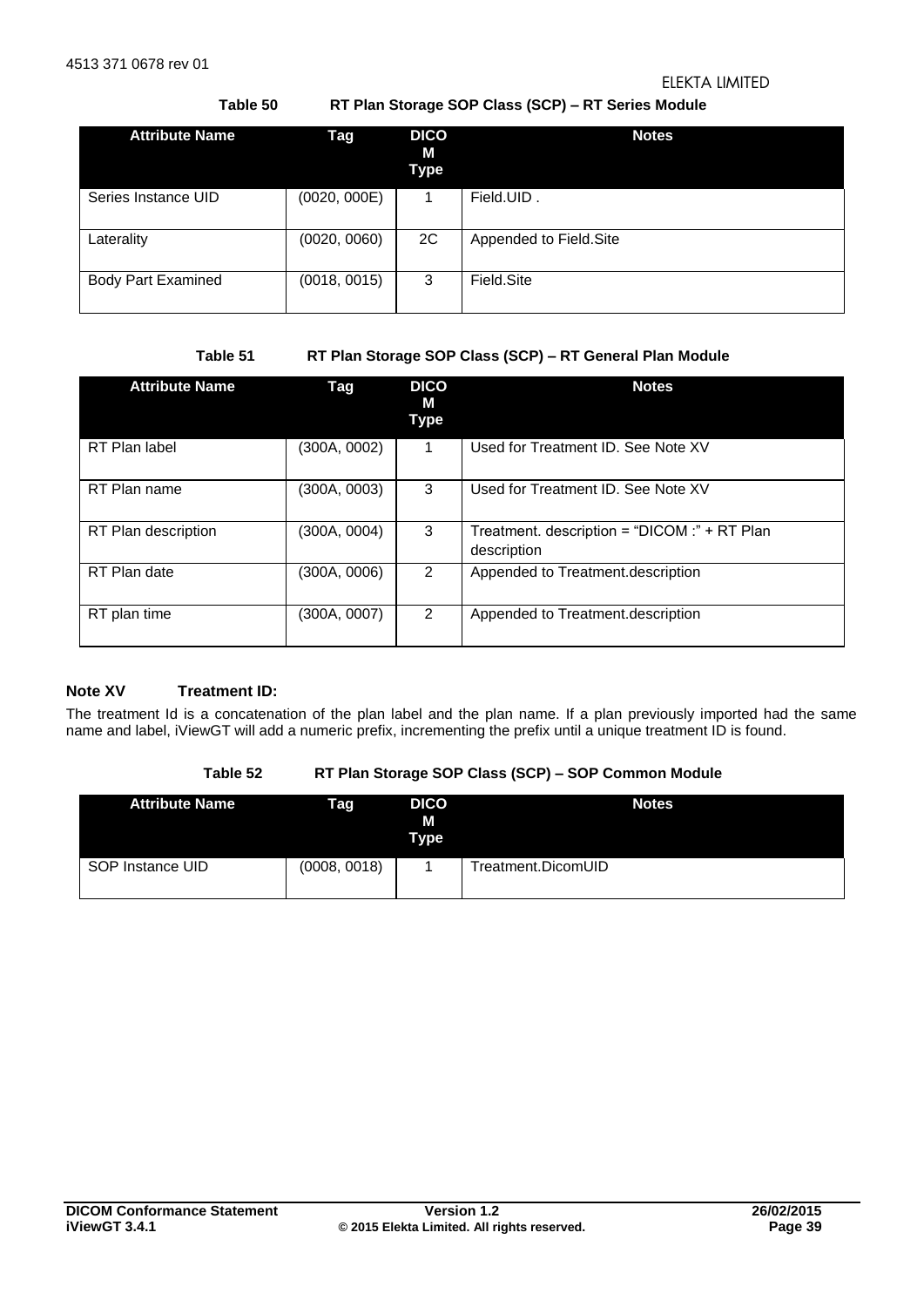**Table 50 RT Plan Storage SOP Class (SCP) – RT Series Module**

| Attribute Name | Tag | DICOM Type | Notes |
|---|---|---|---|
| Series Instance UID | (0020, 000E) | 1 | Field.UID . |
| Laterality | (0020, 0060) | 2C | Appended to Field.Site |
| Body Part Examined | (0018, 0015) | 3 | Field.Site |

**Table 51 RT Plan Storage SOP Class (SCP) – RT General Plan Module**

| Attribute Name | Tag | DICOM Type | Notes |
|---|---|---|---|
| RT Plan label | (300A, 0002) | 1 | Used for Treatment ID. See Note XV |
| RT Plan name | (300A, 0003) | 3 | Used for Treatment ID. See Note XV |
| RT Plan description | (300A, 0004) | 3 | Treatment. description = "DICOM :" + RT Plan description |
| RT Plan date | (300A, 0006) | 2 | Appended to Treatment.description |
| RT plan time | (300A, 0007) | 2 | Appended to Treatment.description |

**Note XV Treatment ID:**

The treatment Id is a concatenation of the plan label and the plan name. If a plan previously imported had the same name and label, iViewGT will add a numeric prefix, incrementing the prefix until a unique treatment ID is found.

**Table 52 RT Plan Storage SOP Class (SCP) – SOP Common Module**

| Attribute Name | Tag | DICOM Type | Notes |
|---|---|---|---|
| SOP Instance UID | (0008, 0018) | 1 | Treatment.DicomUID |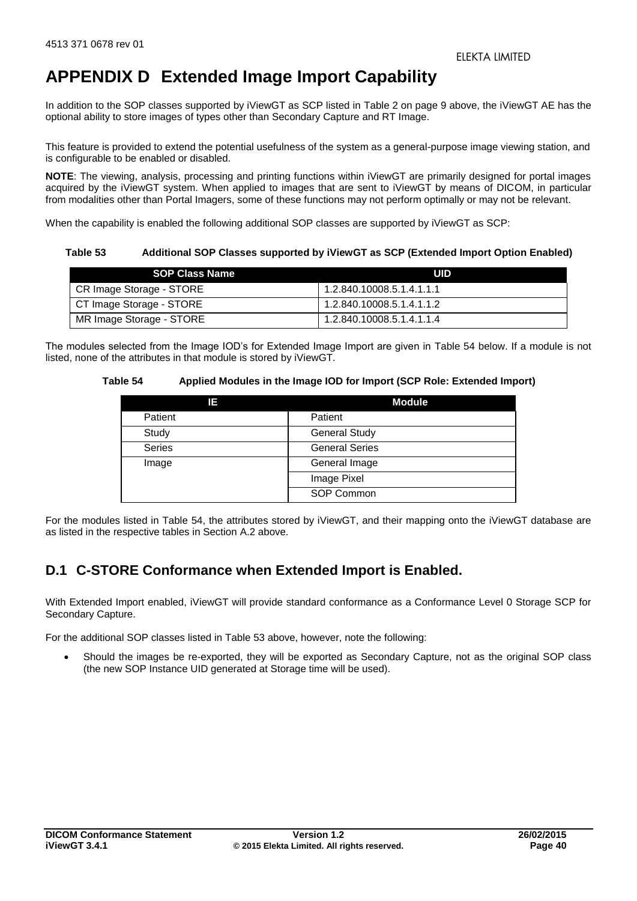# APPENDIX D Extended Image Import Capability

In addition to the SOP classes supported by iViewGT as SCP listed in Table 2 on page 9 above, the iViewGT AE has the optional ability to store images of types other than Secondary Capture and RT Image.

This feature is provided to extend the potential usefulness of the system as a general-purpose image viewing station, and is configurable to be enabled or disabled.

**NOTE**: The viewing, analysis, processing and printing functions within iViewGT are primarily designed for portal images acquired by the iViewGT system. When applied to images that are sent to iViewGT by means of DICOM, in particular from modalities other than Portal Imagers, some of these functions may not perform optimally or may not be relevant.

When the capability is enabled the following additional SOP classes are supported by iViewGT as SCP:

**Table 53 Additional SOP Classes supported by iViewGT as SCP (Extended Import Option Enabled)**

| SOP Class Name | UID |
|---|---|
| CR Image Storage - STORE | 1.2.840.10008.5.1.4.1.1.1 |
| CT Image Storage - STORE | 1.2.840.10008.5.1.4.1.1.2 |
| MR Image Storage - STORE | 1.2.840.10008.5.1.4.1.1.4 |

The modules selected from the Image IOD's for Extended Image Import are given in Table 54 below. If a module is not listed, none of the attributes in that module is stored by iViewGT.

**Table 54 Applied Modules in the Image IOD for Import (SCP Role: Extended Import)**

| IE | Module |
|---|---|
| Patient | Patient |
| Study | General Study |
| Series | General Series |
| Image | General Image |
| | Image Pixel |
| | SOP Common |

For the modules listed in Table 54, the attributes stored by iViewGT, and their mapping onto the iViewGT database are as listed in the respective tables in Section A.2 above.

## D.1 C-STORE Conformance when Extended Import is Enabled.

With Extended Import enabled, iViewGT will provide standard conformance as a Conformance Level 0 Storage SCP for Secondary Capture.

For the additional SOP classes listed in Table 53 above, however, note the following:

- Should the images be re-exported, they will be exported as Secondary Capture, not as the original SOP class (the new SOP Instance UID generated at Storage time will be used).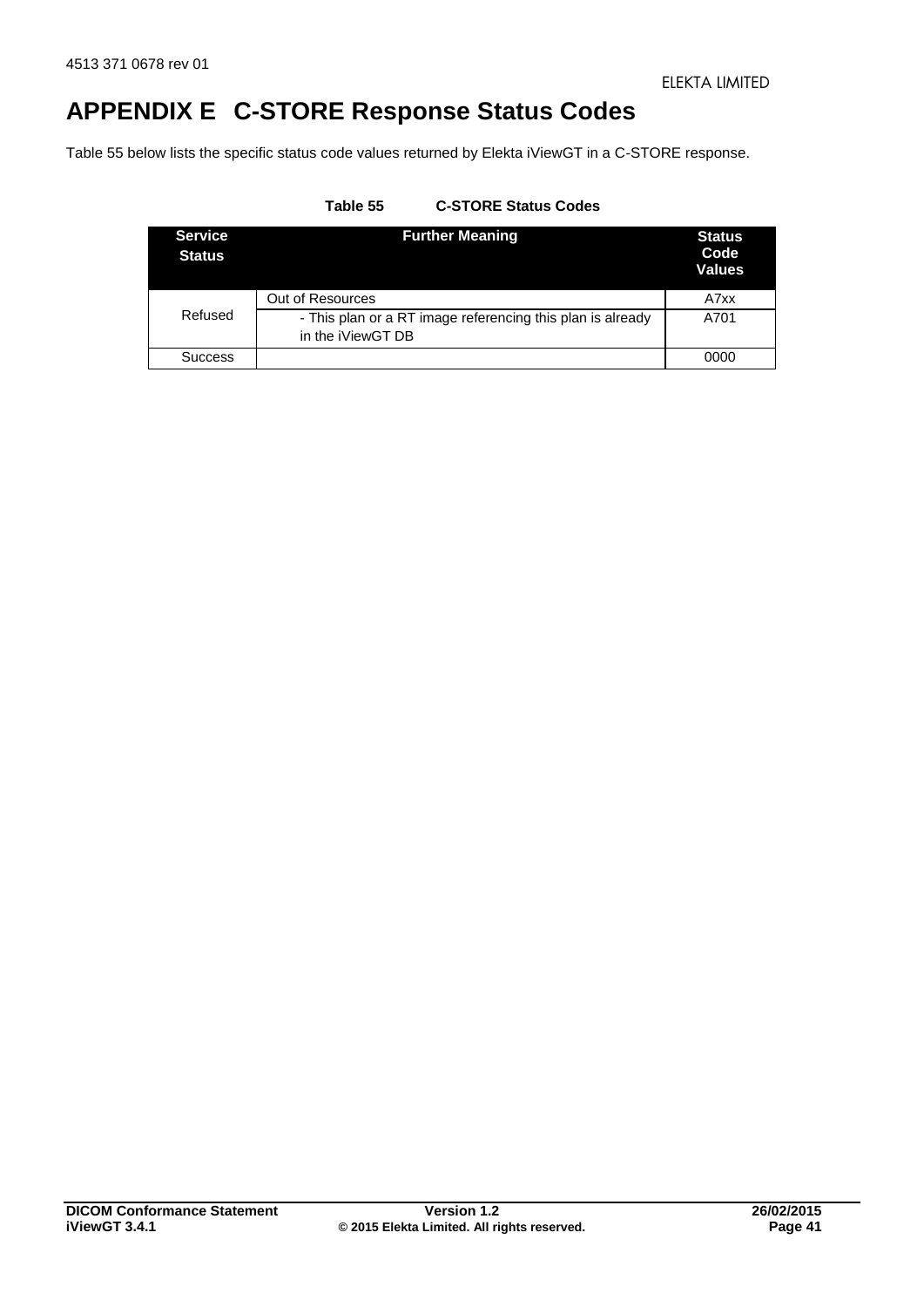# APPENDIX E C-STORE Response Status Codes

Table 55 below lists the specific status code values returned by Elekta iViewGT in a C-STORE response.

**Table 55 C-STORE Status Codes**

| Service Status | Further Meaning | Status Code Values |
|---|---|---|
| Refused | Out of Resources | A7xx |
| | - This plan or a RT image referencing this plan is already in the iViewGT DB | A701 |
| Success | | 0000 |